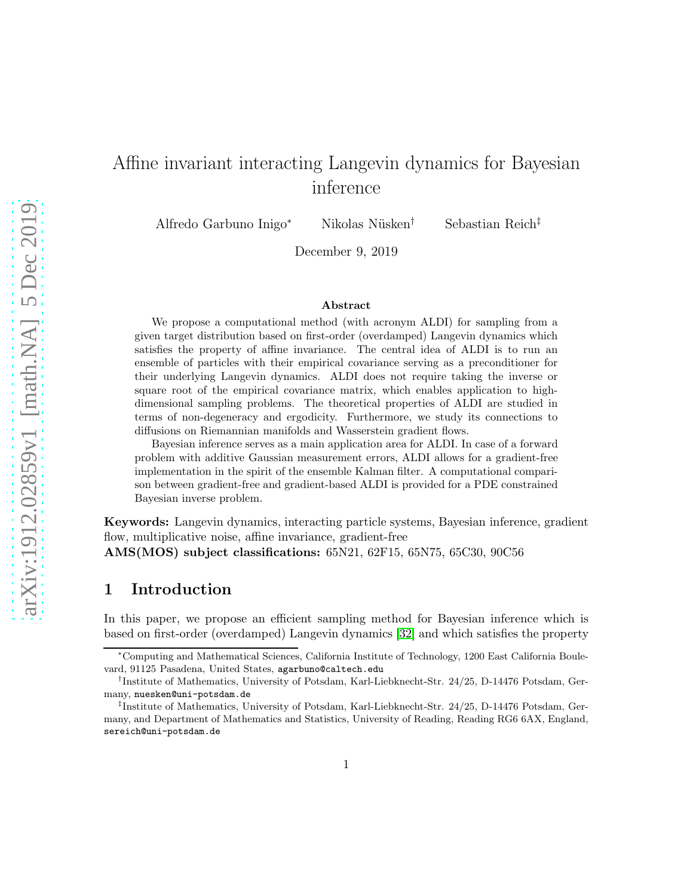# Affine invariant interacting Langevin dynamics for Bayesian inference

Alfredo Garbuno Inigo[∗] Nikolas Nüsken[†] Sebastian Reich[‡]

December 9, 2019

## Abstract

We propose a computational method (with acronym ALDI) for sampling from a given target distribution based on first-order (overdamped) Langevin dynamics which satisfies the property of affine invariance. The central idea of ALDI is to run an ensemble of particles with their empirical covariance serving as a preconditioner for their underlying Langevin dynamics. ALDI does not require taking the inverse or square root of the empirical covariance matrix, which enables application to high-dimensional sampling problems. The theoretical properties of ALDI are studied in terms of non-degeneracy and ergodicity. Furthermore, we study its connections to diffusions on Riemannian manifolds and Wasserstein gradient flows.

Bayesian inference serves as a main application area for ALDI. In case of a forward problem with additive Gaussian measurement errors, ALDI allows for a gradient-free implementation in the spirit of the ensemble Kalman filter. A computational comparison between gradient-free and gradient-based ALDI is provided for a PDE constrained Bayesian inverse problem.

**Keywords:** Langevin dynamics, interacting particle systems, Bayesian inference, gradient flow, multiplicative noise, affine invariance, gradient-free

**AMS(MOS) subject classifications:** 65N21, 62F15, 65N75, 65C30, 90C56

## 1 Introduction

In this paper, we propose an efficient sampling method for Bayesian inference which is based on first-order (overdamped) Langevin dynamics [32] and which satisfies the property

---

[∗]Computing and Mathematical Sciences, California Institute of Technology, 1200 East California Boulevard, 91125 Pasadena, United States, agarbuno@caltech.edu

[†]Institute of Mathematics, University of Potsdam, Karl-Liebknecht-Str. 24/25, D-14476 Potsdam, Germany, nuesken@uni-potsdam.de

[‡]Institute of Mathematics, University of Potsdam, Karl-Liebknecht-Str. 24/25, D-14476 Potsdam, Germany, and Department of Mathematics and Statistics, University of Reading, Reading RG6 6AX, England, sereich@uni-potsdam.de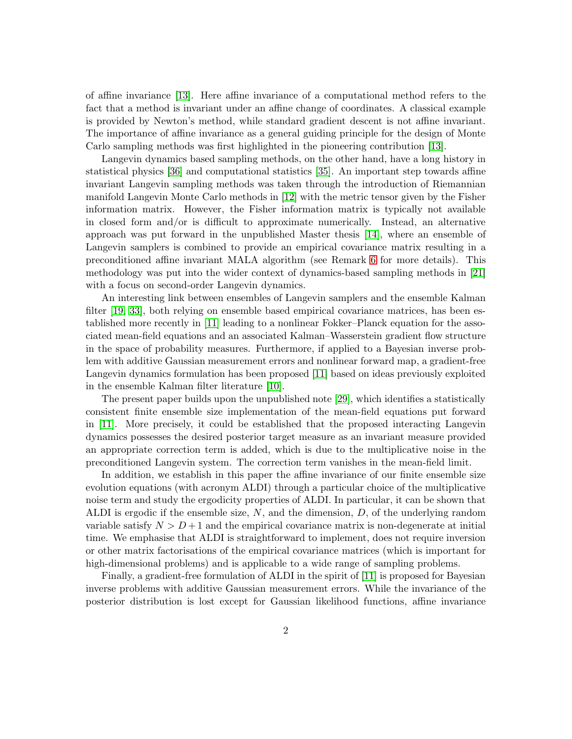of affine invariance [13]. Here affine invariance of a computational method refers to the fact that a method is invariant under an affine change of coordinates. A classical example is provided by Newton's method, while standard gradient descent is not affine invariant. The importance of affine invariance as a general guiding principle for the design of Monte Carlo sampling methods was first highlighted in the pioneering contribution [13].

Langevin dynamics based sampling methods, on the other hand, have a long history in statistical physics [36] and computational statistics [35]. An important step towards affine invariant Langevin sampling methods was taken through the introduction of Riemannian manifold Langevin Monte Carlo methods in [12] with the metric tensor given by the Fisher information matrix. However, the Fisher information matrix is typically not available in closed form and/or is difficult to approximate numerically. Instead, an alternative approach was put forward in the unpublished Master thesis [14], where an ensemble of Langevin samplers is combined to provide an empirical covariance matrix resulting in a preconditioned affine invariant MALA algorithm (see Remark 6 for more details). This methodology was put into the wider context of dynamics-based sampling methods in [21] with a focus on second-order Langevin dynamics.

An interesting link between ensembles of Langevin samplers and the ensemble Kalman filter [19, 33], both relying on ensemble based empirical covariance matrices, has been established more recently in [11] leading to a nonlinear Fokker–Planck equation for the associated mean-field equations and an associated Kalman–Wasserstein gradient flow structure in the space of probability measures. Furthermore, if applied to a Bayesian inverse problem with additive Gaussian measurement errors and nonlinear forward map, a gradient-free Langevin dynamics formulation has been proposed [11] based on ideas previously exploited in the ensemble Kalman filter literature [10].

The present paper builds upon the unpublished note [29], which identifies a statistically consistent finite ensemble size implementation of the mean-field equations put forward in [11]. More precisely, it could be established that the proposed interacting Langevin dynamics possesses the desired posterior target measure as an invariant measure provided an appropriate correction term is added, which is due to the multiplicative noise in the preconditioned Langevin system. The correction term vanishes in the mean-field limit.

In addition, we establish in this paper the affine invariance of our finite ensemble size evolution equations (with acronym ALDI) through a particular choice of the multiplicative noise term and study the ergodicity properties of ALDI. In particular, it can be shown that ALDI is ergodic if the ensemble size, $N$, and the dimension, $D$, of the underlying random variable satisfy $N > D + 1$ and the empirical covariance matrix is non-degenerate at initial time. We emphasise that ALDI is straightforward to implement, does not require inversion or other matrix factorisations of the empirical covariance matrices (which is important for high-dimensional problems) and is applicable to a wide range of sampling problems.

Finally, a gradient-free formulation of ALDI in the spirit of [11] is proposed for Bayesian inverse problems with additive Gaussian measurement errors. While the invariance of the posterior distribution is lost except for Gaussian likelihood functions, affine invariance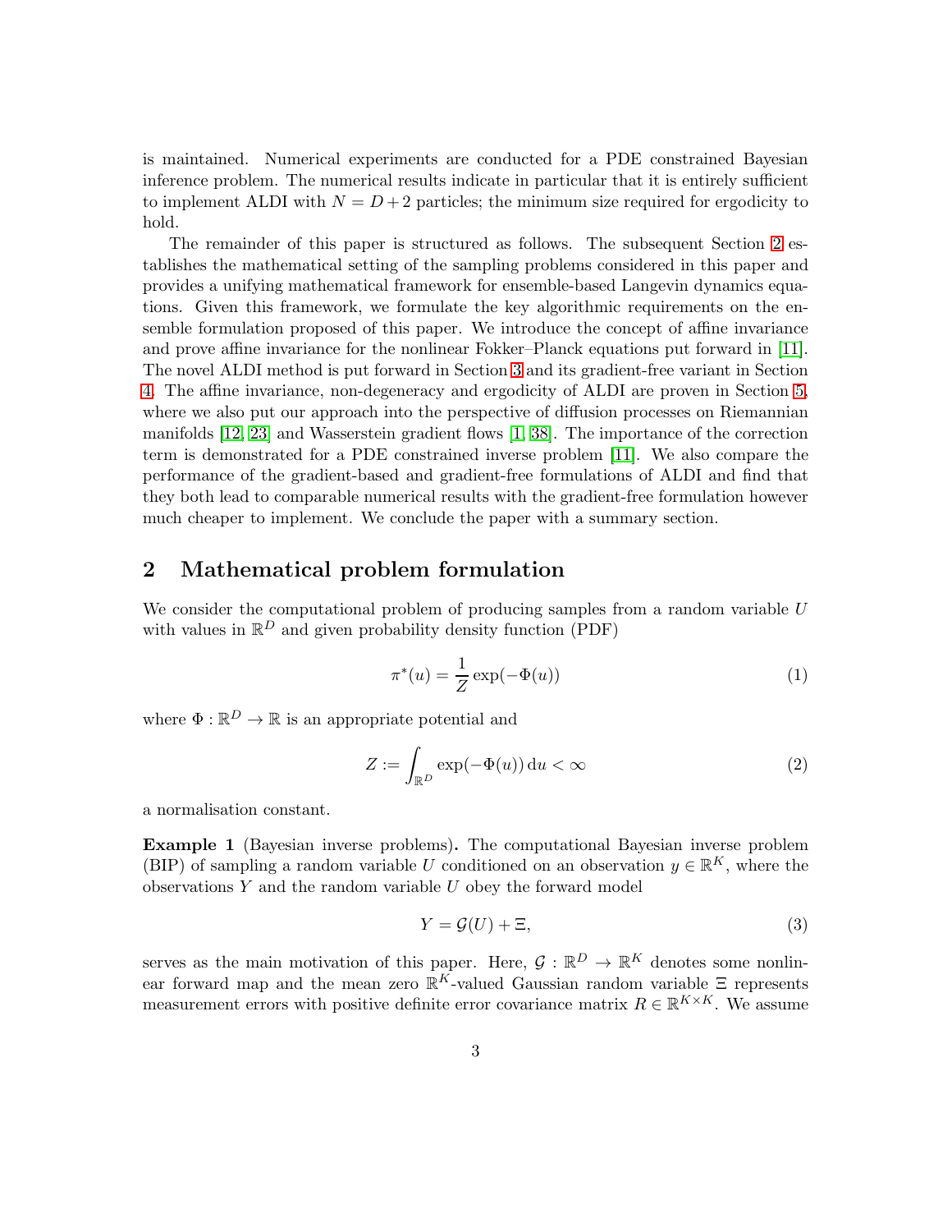is maintained. Numerical experiments are conducted for a PDE constrained Bayesian inference problem. The numerical results indicate in particular that it is entirely sufficient to implement ALDI with $N = D + 2$ particles; the minimum size required for ergodicity to hold.

The remainder of this paper is structured as follows. The subsequent Section 2 establishes the mathematical setting of the sampling problems considered in this paper and provides a unifying mathematical framework for ensemble-based Langevin dynamics equations. Given this framework, we formulate the key algorithmic requirements on the ensemble formulation proposed of this paper. We introduce the concept of affine invariance and prove affine invariance for the nonlinear Fokker–Planck equations put forward in [11]. The novel ALDI method is put forward in Section 3 and its gradient-free variant in Section 4. The affine invariance, non-degeneracy and ergodicity of ALDI are proven in Section 5, where we also put our approach into the perspective of diffusion processes on Riemannian manifolds [12, 23] and Wasserstein gradient flows [1, 38]. The importance of the correction term is demonstrated for a PDE constrained inverse problem [11]. We also compare the performance of the gradient-based and gradient-free formulations of ALDI and find that they both lead to comparable numerical results with the gradient-free formulation however much cheaper to implement. We conclude the paper with a summary section.

## 2 Mathematical problem formulation

We consider the computational problem of producing samples from a random variable $U$ with values in $\mathbb{R}^D$ and given probability density function (PDF)

$$\pi^*(u) = \frac{1}{Z} \exp(-\Phi(u)) \tag{1}$$

where $\Phi : \mathbb{R}^D \to \mathbb{R}$ is an appropriate potential and

$$Z := \int_{\mathbb{R}^D} \exp(-\Phi(u))\, \mathrm{d}u < \infty \tag{2}$$

a normalisation constant.

**Example 1** (Bayesian inverse problems)**.** The computational Bayesian inverse problem (BIP) of sampling a random variable $U$ conditioned on an observation $y \in \mathbb{R}^K$, where the observations $Y$ and the random variable $U$ obey the forward model

$$Y = \mathcal{G}(U) + \Xi, \tag{3}$$

serves as the main motivation of this paper. Here, $\mathcal{G} : \mathbb{R}^D \to \mathbb{R}^K$ denotes some nonlinear forward map and the mean zero $\mathbb{R}^K$-valued Gaussian random variable $\Xi$ represents measurement errors with positive definite error covariance matrix $R \in \mathbb{R}^{K\times K}$. We assume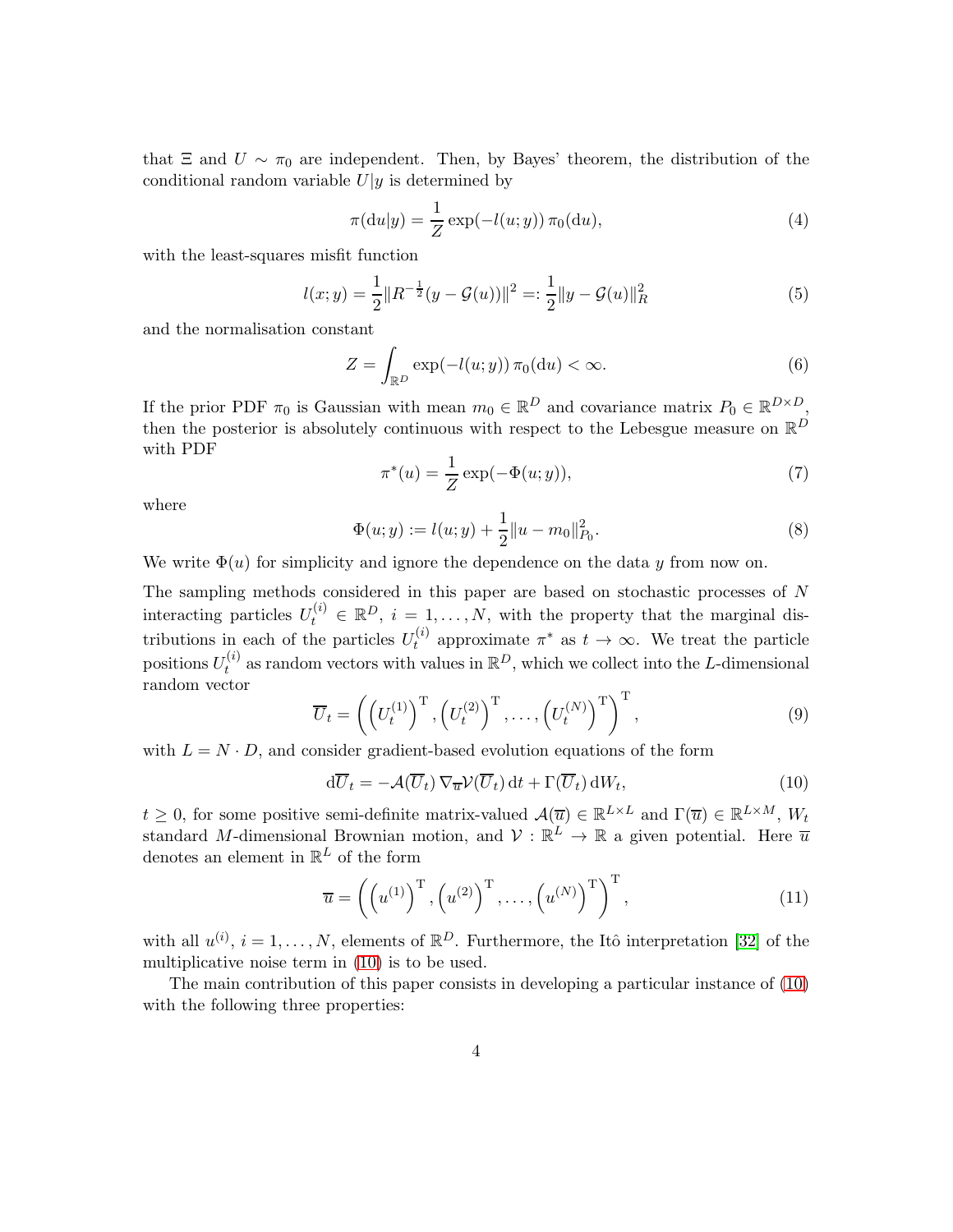that $\Xi$ and $U \sim \pi_0$ are independent. Then, by Bayes' theorem, the distribution of the conditional random variable $U|y$ is determined by

$$\pi(\mathrm{d}u|y) = \frac{1}{Z}\exp(-l(u;y))\,\pi_0(\mathrm{d}u), \tag{4}$$

with the least-squares misfit function

$$l(x;y) = \frac{1}{2}\|R^{-\frac{1}{2}}(y-\mathcal{G}(u))\|^2 =: \frac{1}{2}\|y-\mathcal{G}(u)\|_R^2 \tag{5}$$

and the normalisation constant

$$Z = \int_{\mathbb{R}^D}\exp(-l(u;y))\,\pi_0(\mathrm{d}u) < \infty. \tag{6}$$

If the prior PDF $\pi_0$ is Gaussian with mean $m_0 \in \mathbb{R}^D$ and covariance matrix $P_0 \in \mathbb{R}^{D\times D}$, then the posterior is absolutely continuous with respect to the Lebesgue measure on $\mathbb{R}^D$ with PDF

$$\pi^*(u) = \frac{1}{Z}\exp(-\Phi(u;y)), \tag{7}$$

where

$$\Phi(u;y) := l(u;y) + \frac{1}{2}\|u-m_0\|_{P_0}^2. \tag{8}$$

We write $\Phi(u)$ for simplicity and ignore the dependence on the data $y$ from now on.

The sampling methods considered in this paper are based on stochastic processes of $N$ interacting particles $U_t^{(i)} \in \mathbb{R}^D$, $i = 1,\ldots,N$, with the property that the marginal distributions in each of the particles $U_t^{(i)}$ approximate $\pi^*$ as $t \to \infty$. We treat the particle positions $U_t^{(i)}$ as random vectors with values in $\mathbb{R}^D$, which we collect into the $L$-dimensional random vector

$$\overline{U}_t = \left(\left(U_t^{(1)}\right)^{\mathrm{T}}, \left(U_t^{(2)}\right)^{\mathrm{T}}, \ldots, \left(U_t^{(N)}\right)^{\mathrm{T}}\right)^{\mathrm{T}}, \tag{9}$$

with $L = N\cdot D$, and consider gradient-based evolution equations of the form

$$\mathrm{d}\overline{U}_t = -\mathcal{A}(\overline{U}_t)\,\nabla_{\overline{u}}\mathcal{V}(\overline{U}_t)\,\mathrm{d}t + \Gamma(\overline{U}_t)\,\mathrm{d}W_t, \tag{10}$$

$t \geq 0$, for some positive semi-definite matrix-valued $\mathcal{A}(\overline{u}) \in \mathbb{R}^{L\times L}$ and $\Gamma(\overline{u}) \in \mathbb{R}^{L\times M}$, $W_t$ standard $M$-dimensional Brownian motion, and $\mathcal{V}: \mathbb{R}^L \to \mathbb{R}$ a given potential. Here $\overline{u}$ denotes an element in $\mathbb{R}^L$ of the form

$$\overline{u} = \left(\left(u^{(1)}\right)^{\mathrm{T}}, \left(u^{(2)}\right)^{\mathrm{T}}, \ldots, \left(u^{(N)}\right)^{\mathrm{T}}\right)^{\mathrm{T}}, \tag{11}$$

with all $u^{(i)}$, $i = 1,\ldots,N$, elements of $\mathbb{R}^D$. Furthermore, the Itô interpretation [32] of the multiplicative noise term in (10) is to be used.

The main contribution of this paper consists in developing a particular instance of (10) with the following three properties: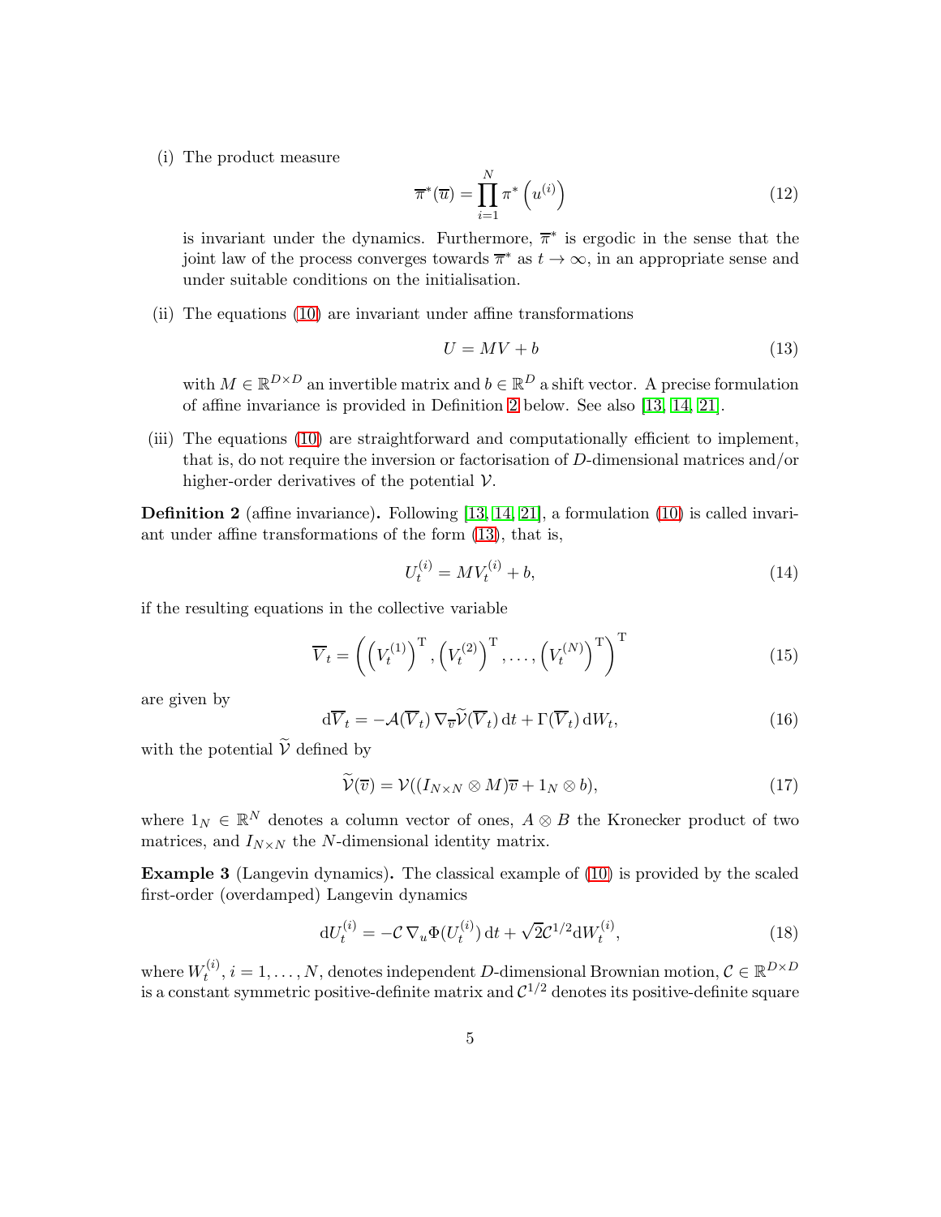(i) The product measure

$$\overline{\pi}^*(\overline{u}) = \prod_{i=1}^{N} \pi^*\left(u^{(i)}\right) \tag{12}$$

is invariant under the dynamics. Furthermore, $\overline{\pi}^*$ is ergodic in the sense that the joint law of the process converges towards $\overline{\pi}^*$ as $t \to \infty$, in an appropriate sense and under suitable conditions on the initialisation.

(ii) The equations (10) are invariant under affine transformations

$$U = MV + b \tag{13}$$

with $M \in \mathbb{R}^{D\times D}$ an invertible matrix and $b \in \mathbb{R}^D$ a shift vector. A precise formulation of affine invariance is provided in Definition 2 below. See also [13, 14, 21].

(iii) The equations (10) are straightforward and computationally efficient to implement, that is, do not require the inversion or factorisation of $D$-dimensional matrices and/or higher-order derivatives of the potential $\mathcal{V}$.

**Definition 2** (affine invariance)**.** Following [13, 14, 21], a formulation (10) is called invariant under affine transformations of the form (13), that is,

$$U_t^{(i)} = MV_t^{(i)} + b, \tag{14}$$

if the resulting equations in the collective variable

$$\overline{V}_t = \left(\left(V_t^{(1)}\right)^{\mathrm{T}}, \left(V_t^{(2)}\right)^{\mathrm{T}}, \ldots, \left(V_t^{(N)}\right)^{\mathrm{T}}\right)^{\mathrm{T}} \tag{15}$$

are given by

$$\mathrm{d}\overline{V}_t = -\mathcal{A}(\overline{V}_t)\, \nabla_{\overline{v}} \widetilde{\mathcal{V}}(\overline{V}_t)\, \mathrm{d}t + \Gamma(\overline{V}_t)\, \mathrm{d}W_t, \tag{16}$$

with the potential $\widetilde{\mathcal{V}}$ defined by

$$\widetilde{\mathcal{V}}(\overline{v}) = \mathcal{V}((I_{N\times N} \otimes M)\overline{v} + 1_N \otimes b), \tag{17}$$

where $1_N \in \mathbb{R}^N$ denotes a column vector of ones, $A \otimes B$ the Kronecker product of two matrices, and $I_{N\times N}$ the $N$-dimensional identity matrix.

**Example 3** (Langevin dynamics)**.** The classical example of (10) is provided by the scaled first-order (overdamped) Langevin dynamics

$$\mathrm{d}U_t^{(i)} = -\mathcal{C}\, \nabla_u \Phi(U_t^{(i)})\, \mathrm{d}t + \sqrt{2}\mathcal{C}^{1/2} \mathrm{d}W_t^{(i)}, \tag{18}$$

where $W_t^{(i)}$, $i = 1, \ldots, N$, denotes independent $D$-dimensional Brownian motion, $\mathcal{C} \in \mathbb{R}^{D\times D}$ is a constant symmetric positive-definite matrix and $\mathcal{C}^{1/2}$ denotes its positive-definite square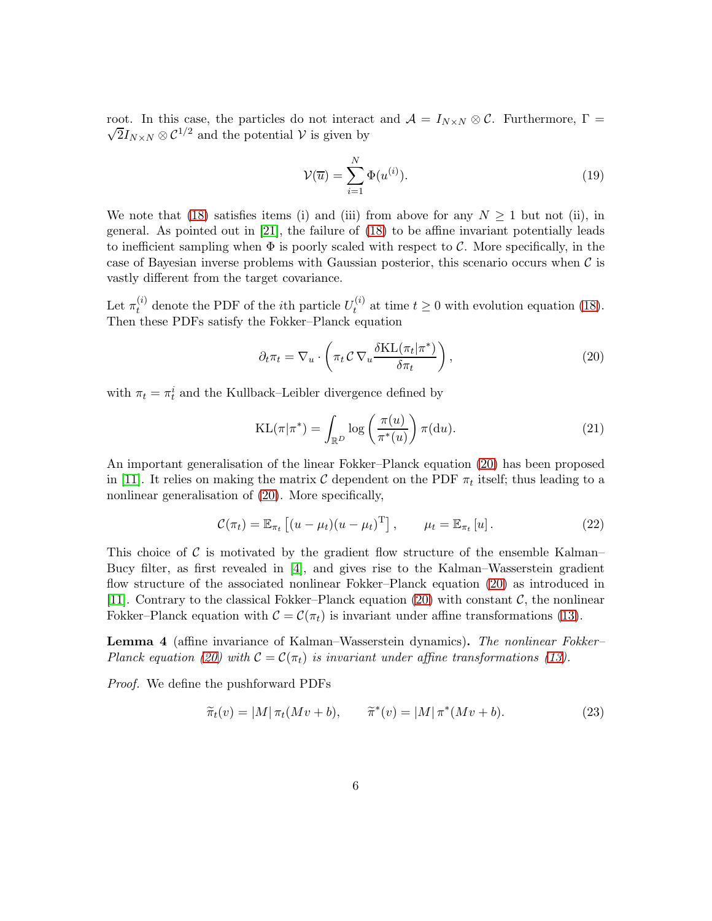root. In this case, the particles do not interact and $\mathcal{A} = I_{N\times N} \otimes \mathcal{C}$. Furthermore, $\Gamma = \sqrt{2} I_{N\times N} \otimes \mathcal{C}^{1/2}$ and the potential $\mathcal{V}$ is given by

$$
\mathcal{V}(\overline{u}) = \sum_{i=1}^{N} \Phi(u^{(i)}). \tag{19}
$$

We note that (18) satisfies items (i) and (iii) from above for any $N \geq 1$ but not (ii), in general. As pointed out in [21], the failure of (18) to be affine invariant potentially leads to inefficient sampling when $\Phi$ is poorly scaled with respect to $\mathcal{C}$. More specifically, in the case of Bayesian inverse problems with Gaussian posterior, this scenario occurs when $\mathcal{C}$ is vastly different from the target covariance.

Let $\pi_t^{(i)}$ denote the PDF of the $i$th particle $U_t^{(i)}$ at time $t \geq 0$ with evolution equation (18). Then these PDFs satisfy the Fokker–Planck equation

$$
\partial_t \pi_t = \nabla_u \cdot \left( \pi_t \, \mathcal{C} \, \nabla_u \frac{\delta \mathrm{KL}(\pi_t|\pi^*)}{\delta \pi_t} \right), \tag{20}
$$

with $\pi_t = \pi_t^i$ and the Kullback–Leibler divergence defined by

$$
\mathrm{KL}(\pi|\pi^*) = \int_{\mathbb{R}^D} \log\left( \frac{\pi(u)}{\pi^*(u)} \right) \pi(\mathrm{d}u). \tag{21}
$$

An important generalisation of the linear Fokker–Planck equation (20) has been proposed in [11]. It relies on making the matrix $\mathcal{C}$ dependent on the PDF $\pi_t$ itself; thus leading to a nonlinear generalisation of (20). More specifically,

$$
\mathcal{C}(\pi_t) = \mathbb{E}_{\pi_t}\left[ (u-\mu_t)(u-\mu_t)^{\mathrm{T}} \right], \qquad \mu_t = \mathbb{E}_{\pi_t}[u]. \tag{22}
$$

This choice of $\mathcal{C}$ is motivated by the gradient flow structure of the ensemble Kalman–Bucy filter, as first revealed in [4], and gives rise to the Kalman–Wasserstein gradient flow structure of the associated nonlinear Fokker–Planck equation (20) as introduced in [11]. Contrary to the classical Fokker–Planck equation (20) with constant $\mathcal{C}$, the nonlinear Fokker–Planck equation with $\mathcal{C} = \mathcal{C}(\pi_t)$ is invariant under affine transformations (13).

**Lemma 4** (affine invariance of Kalman–Wasserstein dynamics)**.** *The nonlinear Fokker–Planck equation (20) with $\mathcal{C} = \mathcal{C}(\pi_t)$ is invariant under affine transformations (13).*

*Proof.* We define the pushforward PDFs

$$
\widetilde{\pi}_t(v) = |M| \, \pi_t(Mv + b), \qquad \widetilde{\pi}^*(v) = |M| \, \pi^*(Mv + b). \tag{23}
$$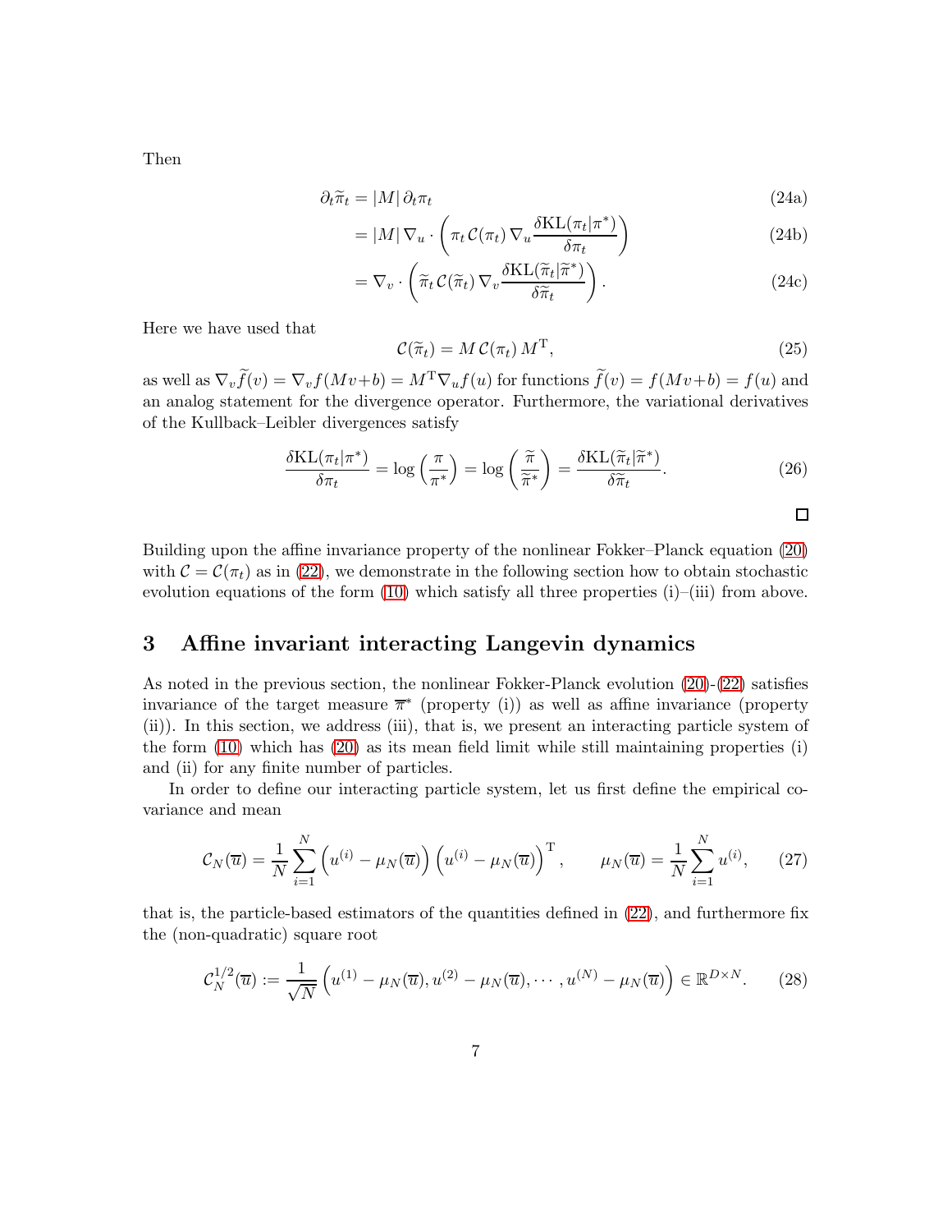Then

$$
\begin{aligned}
\partial_t \widetilde{\pi}_t &= |M| \, \partial_t \pi_t && \text{(24a)} \\
&= |M| \, \nabla_u \cdot \left( \pi_t \, \mathcal{C}(\pi_t) \, \nabla_u \frac{\delta \mathrm{KL}(\pi_t | \pi^*)}{\delta \pi_t} \right) && \text{(24b)} \\
&= \nabla_v \cdot \left( \widetilde{\pi}_t \, \mathcal{C}(\widetilde{\pi}_t) \, \nabla_v \frac{\delta \mathrm{KL}(\widetilde{\pi}_t | \widetilde{\pi}^*)}{\delta \widetilde{\pi}_t} \right). && \text{(24c)}
\end{aligned}
$$

Here we have used that

$$
\mathcal{C}(\widetilde{\pi}_t) = M \, \mathcal{C}(\pi_t) \, M^{\mathrm{T}}, \tag{25}
$$

as well as $\nabla_v \widetilde{f}(v) = \nabla_v f(Mv+b) = M^{\mathrm{T}} \nabla_u f(u)$ for functions $\widetilde{f}(v) = f(Mv+b) = f(u)$ and an analog statement for the divergence operator. Furthermore, the variational derivatives of the Kullback–Leibler divergences satisfy

$$
\frac{\delta \mathrm{KL}(\pi_t | \pi^*)}{\delta \pi_t} = \log\left(\frac{\pi}{\pi^*}\right) = \log\left(\frac{\widetilde{\pi}}{\widetilde{\pi}^*}\right) = \frac{\delta \mathrm{KL}(\widetilde{\pi}_t | \widetilde{\pi}^*)}{\delta \widetilde{\pi}_t}. \tag{26}
$$

□

Building upon the affine invariance property of the nonlinear Fokker–Planck equation (20) with $\mathcal{C} = \mathcal{C}(\pi_t)$ as in (22), we demonstrate in the following section how to obtain stochastic evolution equations of the form (10) which satisfy all three properties (i)–(iii) from above.

## 3 Affine invariant interacting Langevin dynamics

As noted in the previous section, the nonlinear Fokker-Planck evolution (20)-(22) satisfies invariance of the target measure $\overline{\pi}^*$ (property (i)) as well as affine invariance (property (ii)). In this section, we address (iii), that is, we present an interacting particle system of the form (10) which has (20) as its mean field limit while still maintaining properties (i) and (ii) for any finite number of particles.

In order to define our interacting particle system, let us first define the empirical covariance and mean

$$
\mathcal{C}_N(\overline{u}) = \frac{1}{N} \sum_{i=1}^{N} \left( u^{(i)} - \mu_N(\overline{u}) \right) \left( u^{(i)} - \mu_N(\overline{u}) \right)^{\mathrm{T}}, \qquad \mu_N(\overline{u}) = \frac{1}{N} \sum_{i=1}^{N} u^{(i)}, \tag{27}
$$

that is, the particle-based estimators of the quantities defined in (22), and furthermore fix the (non-quadratic) square root

$$
\mathcal{C}_N^{1/2}(\overline{u}) := \frac{1}{\sqrt{N}} \left( u^{(1)} - \mu_N(\overline{u}), u^{(2)} - \mu_N(\overline{u}), \cdots, u^{(N)} - \mu_N(\overline{u}) \right) \in \mathbb{R}^{D \times N}. \tag{28}
$$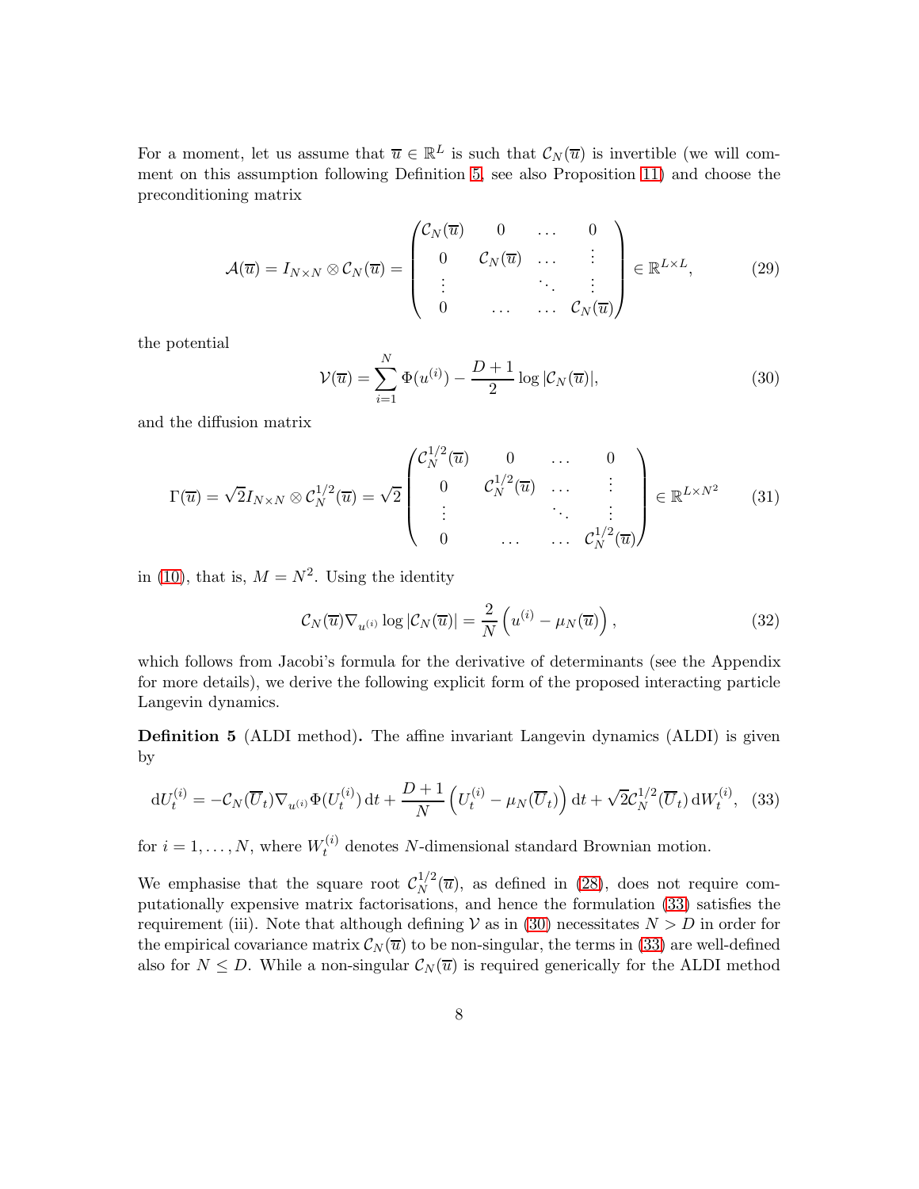For a moment, let us assume that $\overline{u} \in \mathbb{R}^L$ is such that $\mathcal{C}_N(\overline{u})$ is invertible (we will comment on this assumption following Definition 5, see also Proposition 11) and choose the preconditioning matrix

$$
\mathcal{A}(\overline{u}) = I_{N\times N} \otimes \mathcal{C}_N(\overline{u}) = \begin{pmatrix} \mathcal{C}_N(\overline{u}) & 0 & \dots & 0 \\ 0 & \mathcal{C}_N(\overline{u}) & \dots & \vdots \\ \vdots & & \ddots & \vdots \\ 0 & \dots & \dots & \mathcal{C}_N(\overline{u}) \end{pmatrix} \in \mathbb{R}^{L\times L}, \tag{29}
$$

the potential

$$
\mathcal{V}(\overline{u}) = \sum_{i=1}^{N} \Phi(u^{(i)}) - \frac{D+1}{2} \log |\mathcal{C}_N(\overline{u})|, \tag{30}
$$

and the diffusion matrix

$$
\Gamma(\overline{u}) = \sqrt{2} I_{N\times N} \otimes \mathcal{C}_N^{1/2}(\overline{u}) = \sqrt{2} \begin{pmatrix} \mathcal{C}_N^{1/2}(\overline{u}) & 0 & \dots & 0 \\ 0 & \mathcal{C}_N^{1/2}(\overline{u}) & \dots & \vdots \\ \vdots & & \ddots & \vdots \\ 0 & \dots & \dots & \mathcal{C}_N^{1/2}(\overline{u}) \end{pmatrix} \in \mathbb{R}^{L\times N^2} \tag{31}
$$

in (10), that is, $M = N^2$. Using the identity

$$
\mathcal{C}_N(\overline{u}) \nabla_{u^{(i)}} \log |\mathcal{C}_N(\overline{u})| = \frac{2}{N} \left( u^{(i)} - \mu_N(\overline{u}) \right), \tag{32}
$$

which follows from Jacobi's formula for the derivative of determinants (see the Appendix for more details), we derive the following explicit form of the proposed interacting particle Langevin dynamics.

**Definition 5** (ALDI method)**.** The affine invariant Langevin dynamics (ALDI) is given by

$$
\mathrm{d}U_t^{(i)} = -\mathcal{C}_N(\overline{U}_t) \nabla_{u^{(i)}} \Phi(U_t^{(i)})\, \mathrm{d}t + \frac{D+1}{N} \left( U_t^{(i)} - \mu_N(\overline{U}_t) \right) \mathrm{d}t + \sqrt{2} \mathcal{C}_N^{1/2}(\overline{U}_t)\, \mathrm{d}W_t^{(i)}, \tag{33}
$$

for $i = 1, \dots, N$, where $W_t^{(i)}$ denotes $N$-dimensional standard Brownian motion.

We emphasise that the square root $\mathcal{C}_N^{1/2}(\overline{u})$, as defined in (28), does not require computationally expensive matrix factorisations, and hence the formulation (33) satisfies the requirement (iii). Note that although defining $\mathcal{V}$ as in (30) necessitates $N > D$ in order for the empirical covariance matrix $\mathcal{C}_N(\overline{u})$ to be non-singular, the terms in (33) are well-defined also for $N \leq D$. While a non-singular $\mathcal{C}_N(\overline{u})$ is required generically for the ALDI method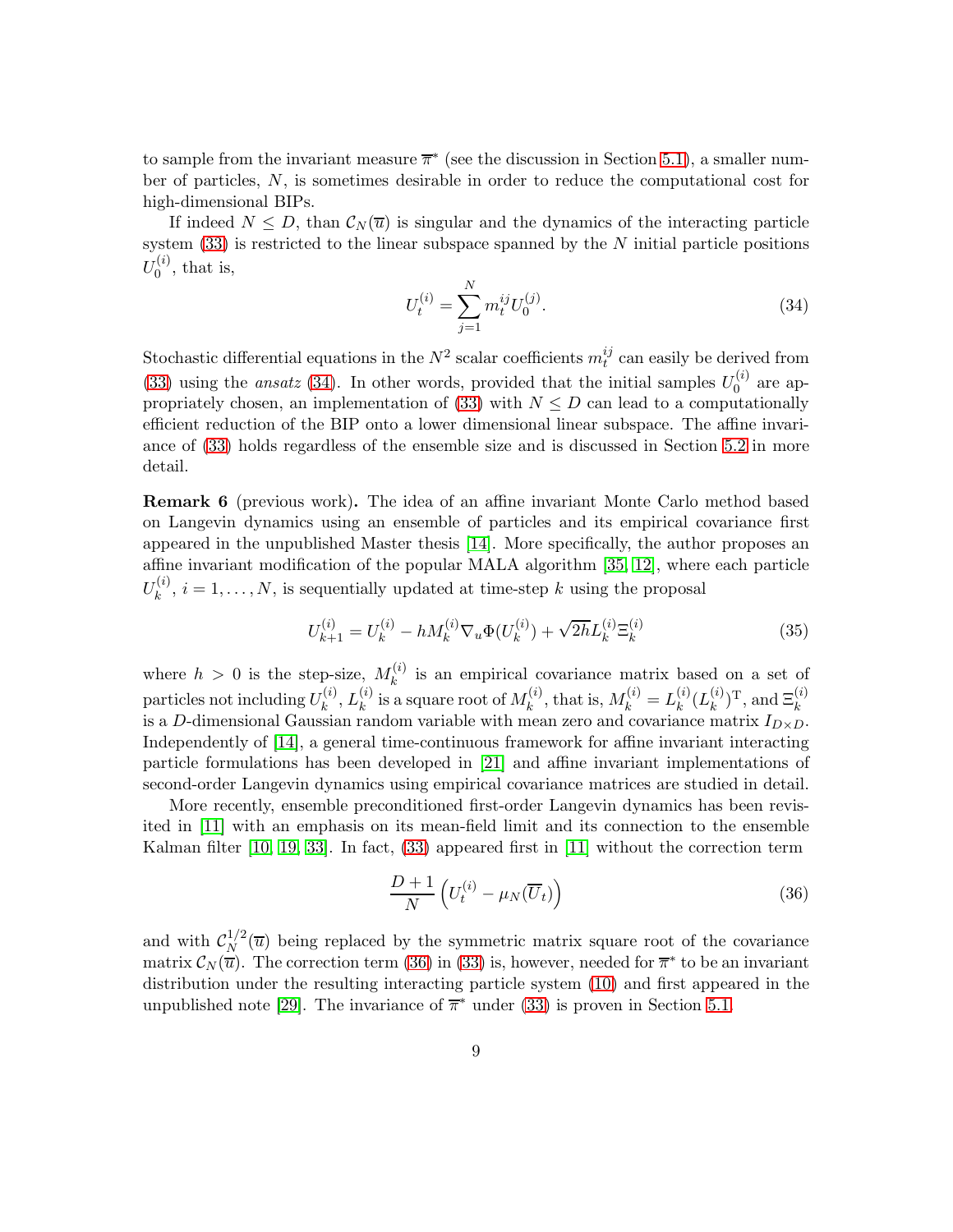to sample from the invariant measure $\overline{\pi}^*$ (see the discussion in Section 5.1), a smaller number of particles, $N$, is sometimes desirable in order to reduce the computational cost for high-dimensional BIPs.

If indeed $N \leq D$, than $\mathcal{C}_N(\overline{u})$ is singular and the dynamics of the interacting particle system (33) is restricted to the linear subspace spanned by the $N$ initial particle positions $U_0^{(i)}$, that is,

$$U_t^{(i)} = \sum_{j=1}^{N} m_t^{ij} U_0^{(j)}. \tag{34}$$

Stochastic differential equations in the $N^2$ scalar coefficients $m_t^{ij}$ can easily be derived from (33) using the *ansatz* (34). In other words, provided that the initial samples $U_0^{(i)}$ are appropriately chosen, an implementation of (33) with $N \leq D$ can lead to a computationally efficient reduction of the BIP onto a lower dimensional linear subspace. The affine invariance of (33) holds regardless of the ensemble size and is discussed in Section 5.2 in more detail.

**Remark 6** (previous work)**.** The idea of an affine invariant Monte Carlo method based on Langevin dynamics using an ensemble of particles and its empirical covariance first appeared in the unpublished Master thesis [14]. More specifically, the author proposes an affine invariant modification of the popular MALA algorithm [35, 12], where each particle $U_k^{(i)}$, $i = 1, \ldots, N$, is sequentially updated at time-step $k$ using the proposal

$$U_{k+1}^{(i)} = U_k^{(i)} - hM_k^{(i)} \nabla_u \Phi(U_k^{(i)}) + \sqrt{2h} L_k^{(i)} \Xi_k^{(i)} \tag{35}$$

where $h > 0$ is the step-size, $M_k^{(i)}$ is an empirical covariance matrix based on a set of particles not including $U_k^{(i)}$, $L_k^{(i)}$ is a square root of $M_k^{(i)}$, that is, $M_k^{(i)} = L_k^{(i)} (L_k^{(i)})^{\mathrm{T}}$, and $\Xi_k^{(i)}$ is a $D$-dimensional Gaussian random variable with mean zero and covariance matrix $I_{D\times D}$. Independently of [14], a general time-continuous framework for affine invariant interacting particle formulations has been developed in [21] and affine invariant implementations of second-order Langevin dynamics using empirical covariance matrices are studied in detail.

More recently, ensemble preconditioned first-order Langevin dynamics has been revisited in [11] with an emphasis on its mean-field limit and its connection to the ensemble Kalman filter [10, 19, 33]. In fact, (33) appeared first in [11] without the correction term

$$\frac{D+1}{N} \left( U_t^{(i)} - \mu_N(\overline{U}_t) \right) \tag{36}$$

and with $\mathcal{C}_N^{1/2}(\overline{u})$ being replaced by the symmetric matrix square root of the covariance matrix $\mathcal{C}_N(\overline{u})$. The correction term (36) in (33) is, however, needed for $\overline{\pi}^*$ to be an invariant distribution under the resulting interacting particle system (10) and first appeared in the unpublished note [29]. The invariance of $\overline{\pi}^*$ under (33) is proven in Section 5.1.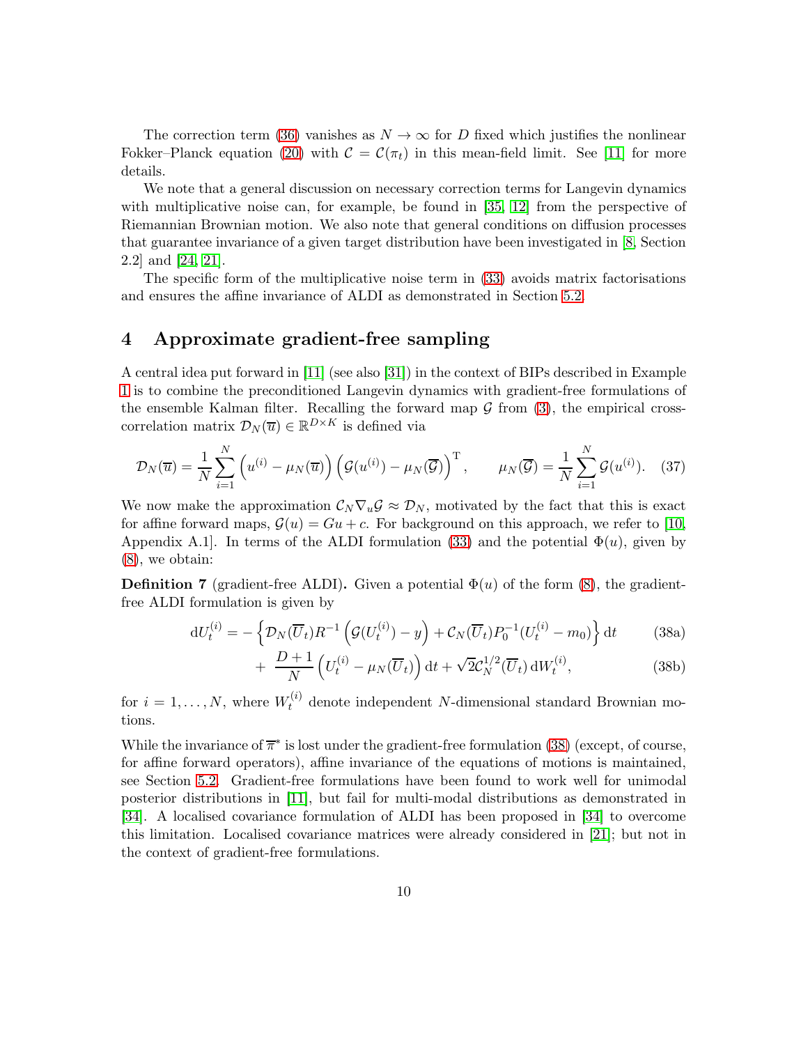The correction term (36) vanishes as $N \to \infty$ for $D$ fixed which justifies the nonlinear Fokker–Planck equation (20) with $\mathcal{C} = \mathcal{C}(\pi_t)$ in this mean-field limit. See [11] for more details.

We note that a general discussion on necessary correction terms for Langevin dynamics with multiplicative noise can, for example, be found in [35, 12] from the perspective of Riemannian Brownian motion. We also note that general conditions on diffusion processes that guarantee invariance of a given target distribution have been investigated in [8, Section 2.2] and [24, 21].

The specific form of the multiplicative noise term in (33) avoids matrix factorisations and ensures the affine invariance of ALDI as demonstrated in Section 5.2.

# 4 Approximate gradient-free sampling

A central idea put forward in [11] (see also [31]) in the context of BIPs described in Example 1 is to combine the preconditioned Langevin dynamics with gradient-free formulations of the ensemble Kalman filter. Recalling the forward map $\mathcal{G}$ from (3), the empirical cross-correlation matrix $\mathcal{D}_N(\overline{u}) \in \mathbb{R}^{D\times K}$ is defined via

$$
\mathcal{D}_N(\overline{u}) = \frac{1}{N}\sum_{i=1}^{N}\left(u^{(i)} - \mu_N(\overline{u})\right)\left(\mathcal{G}(u^{(i)}) - \mu_N(\overline{\mathcal{G}})\right)^{\mathrm{T}}, \qquad \mu_N(\overline{\mathcal{G}}) = \frac{1}{N}\sum_{i=1}^{N}\mathcal{G}(u^{(i)}). \quad (37)
$$

We now make the approximation $\mathcal{C}_N \nabla_u \mathcal{G} \approx \mathcal{D}_N$, motivated by the fact that this is exact for affine forward maps, $\mathcal{G}(u) = Gu + c$. For background on this approach, we refer to [10, Appendix A.1]. In terms of the ALDI formulation (33) and the potential $\Phi(u)$, given by (8), we obtain:

**Definition 7** (gradient-free ALDI)**.** Given a potential $\Phi(u)$ of the form (8), the gradient-free ALDI formulation is given by

$$
\mathrm{d}U_t^{(i)} = -\left\{\mathcal{D}_N(\overline{U}_t)R^{-1}\left(\mathcal{G}(U_t^{(i)}) - y\right) + \mathcal{C}_N(\overline{U}_t)P_0^{-1}(U_t^{(i)} - m_0)\right\}\mathrm{d}t \quad (38a)
$$

$$
+ \frac{D+1}{N}\left(U_t^{(i)} - \mu_N(\overline{U}_t)\right)\mathrm{d}t + \sqrt{2}\mathcal{C}_N^{1/2}(\overline{U}_t)\,\mathrm{d}W_t^{(i)}, \quad (38b)
$$

for $i = 1, \ldots, N$, where $W_t^{(i)}$ denote independent $N$-dimensional standard Brownian motions.

While the invariance of $\overline{\pi}^*$ is lost under the gradient-free formulation (38) (except, of course, for affine forward operators), affine invariance of the equations of motions is maintained, see Section 5.2. Gradient-free formulations have been found to work well for unimodal posterior distributions in [11], but fail for multi-modal distributions as demonstrated in [34]. A localised covariance formulation of ALDI has been proposed in [34] to overcome this limitation. Localised covariance matrices were already considered in [21]; but not in the context of gradient-free formulations.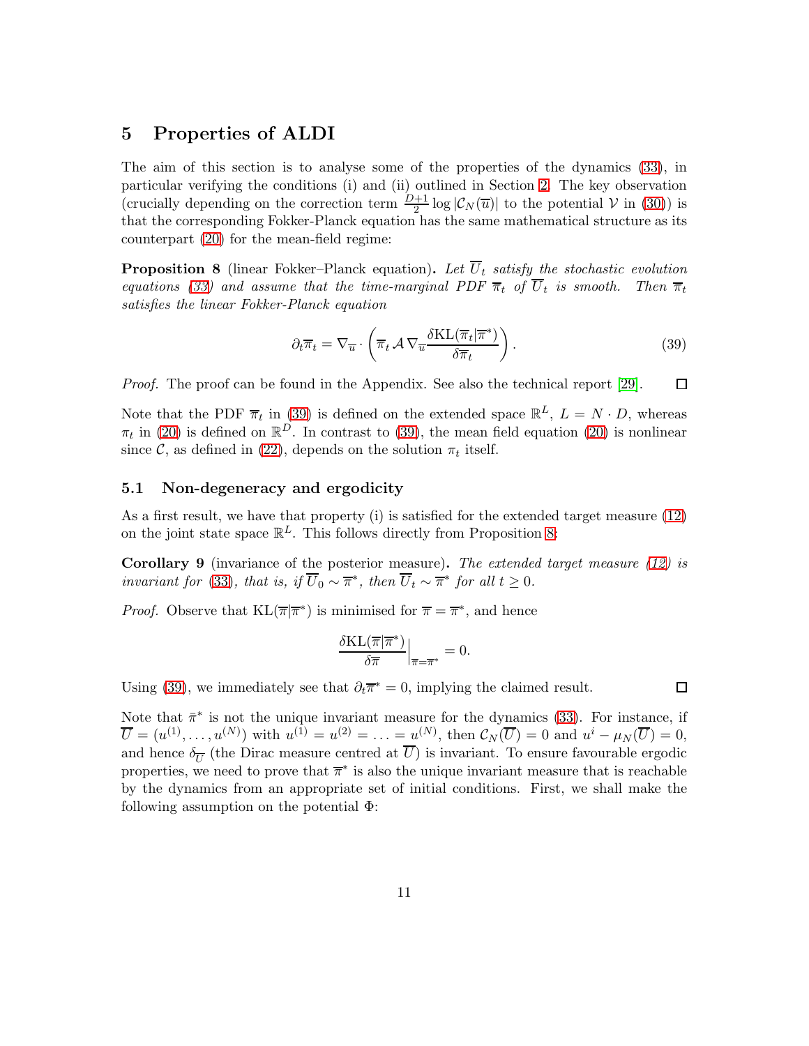## 5 Properties of ALDI

The aim of this section is to analyse some of the properties of the dynamics (33), in particular verifying the conditions (i) and (ii) outlined in Section 2. The key observation (crucially depending on the correction term $\frac{D+1}{2}\log|\mathcal{C}_N(\overline{u})|$ to the potential $\mathcal{V}$ in (30)) is that the corresponding Fokker-Planck equation has the same mathematical structure as its counterpart (20) for the mean-field regime:

**Proposition 8** (linear Fokker–Planck equation)**.** *Let $\overline{U}_t$ satisfy the stochastic evolution equations (33) and assume that the time-marginal PDF $\overline{\pi}_t$ of $\overline{U}_t$ is smooth. Then $\overline{\pi}_t$ satisfies the linear Fokker-Planck equation*

$$\partial_t \overline{\pi}_t = \nabla_{\overline{u}} \cdot \left( \overline{\pi}_t \, \mathcal{A} \, \nabla_{\overline{u}} \frac{\delta \mathrm{KL}(\overline{\pi}_t | \overline{\pi}^*)}{\delta \overline{\pi}_t} \right). \tag{39}$$

*Proof.* The proof can be found in the Appendix. See also the technical report [29]. □

Note that the PDF $\overline{\pi}_t$ in (39) is defined on the extended space $\mathbb{R}^L$, $L = N \cdot D$, whereas $\pi_t$ in (20) is defined on $\mathbb{R}^D$. In contrast to (39), the mean field equation (20) is nonlinear since $\mathcal{C}$, as defined in (22), depends on the solution $\pi_t$ itself.

### 5.1 Non-degeneracy and ergodicity

As a first result, we have that property (i) is satisfied for the extended target measure (12) on the joint state space $\mathbb{R}^L$. This follows directly from Proposition 8:

**Corollary 9** (invariance of the posterior measure)**.** *The extended target measure (12) is invariant for (33), that is, if $\overline{U}_0 \sim \overline{\pi}^*$, then $\overline{U}_t \sim \overline{\pi}^*$ for all $t \geq 0$.*

*Proof.* Observe that $\mathrm{KL}(\overline{\pi}|\overline{\pi}^*)$ is minimised for $\overline{\pi} = \overline{\pi}^*$, and hence

$$\frac{\delta \mathrm{KL}(\overline{\pi}|\overline{\pi}^*)}{\delta \overline{\pi}}\Big|_{\overline{\pi}=\overline{\pi}^*} = 0.$$

Using (39), we immediately see that $\partial_t \overline{\pi}^* = 0$, implying the claimed result. □

Note that $\bar{\pi}^*$ is not the unique invariant measure for the dynamics (33). For instance, if $\overline{U} = (u^{(1)}, \ldots, u^{(N)})$ with $u^{(1)} = u^{(2)} = \ldots = u^{(N)}$, then $\mathcal{C}_N(\overline{U}) = 0$ and $u^i - \mu_N(\overline{U}) = 0$, and hence $\delta_{\overline{U}}$ (the Dirac measure centred at $\overline{U}$) is invariant. To ensure favourable ergodic properties, we need to prove that $\overline{\pi}^*$ is also the unique invariant measure that is reachable by the dynamics from an appropriate set of initial conditions. First, we shall make the following assumption on the potential $\Phi$: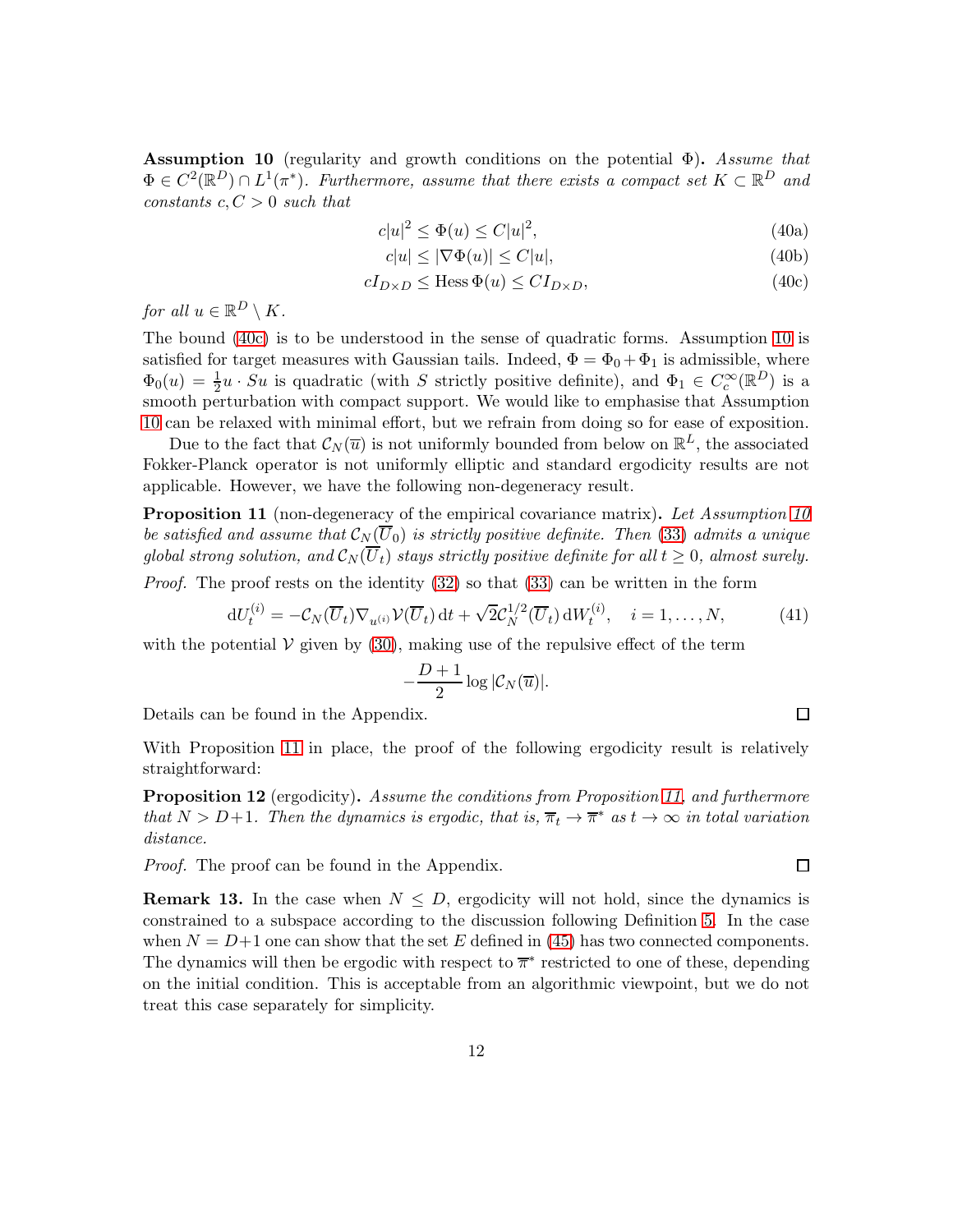**Assumption 10** (regularity and growth conditions on the potential $\Phi$)**.** *Assume that $\Phi \in C^2(\mathbb{R}^D) \cap L^1(\pi^*)$. Furthermore, assume that there exists a compact set $K \subset \mathbb{R}^D$ and constants $c, C > 0$ such that*

$$c|u|^2 \leq \Phi(u) \leq C|u|^2, \tag{40a}$$

$$c|u| \leq |\nabla \Phi(u)| \leq C|u|, \tag{40b}$$

$$cI_{D\times D} \leq \operatorname{Hess}\Phi(u) \leq CI_{D\times D}, \tag{40c}$$

*for all $u \in \mathbb{R}^D \setminus K$.*

The bound (40c) is to be understood in the sense of quadratic forms. Assumption 10 is satisfied for target measures with Gaussian tails. Indeed, $\Phi = \Phi_0 + \Phi_1$ is admissible, where $\Phi_0(u) = \frac{1}{2} u \cdot Su$ is quadratic (with $S$ strictly positive definite), and $\Phi_1 \in C_c^\infty(\mathbb{R}^D)$ is a smooth perturbation with compact support. We would like to emphasise that Assumption 10 can be relaxed with minimal effort, but we refrain from doing so for ease of exposition.

Due to the fact that $\mathcal{C}_N(\overline{u})$ is not uniformly bounded from below on $\mathbb{R}^L$, the associated Fokker-Planck operator is not uniformly elliptic and standard ergodicity results are not applicable. However, we have the following non-degeneracy result.

**Proposition 11** (non-degeneracy of the empirical covariance matrix)**.** *Let Assumption 10 be satisfied and assume that $\mathcal{C}_N(\overline{U}_0)$ is strictly positive definite. Then (33) admits a unique global strong solution, and $\mathcal{C}_N(\overline{U}_t)$ stays strictly positive definite for all $t \geq 0$, almost surely.*

*Proof.* The proof rests on the identity (32) so that (33) can be written in the form

$$\mathrm{d}U_t^{(i)} = -\mathcal{C}_N(\overline{U}_t)\nabla_{u^{(i)}}\mathcal{V}(\overline{U}_t)\,\mathrm{d}t + \sqrt{2}\mathcal{C}_N^{1/2}(\overline{U}_t)\,\mathrm{d}W_t^{(i)}, \quad i = 1, \ldots, N, \tag{41}$$

with the potential $\mathcal{V}$ given by (30), making use of the repulsive effect of the term

$$-\frac{D+1}{2}\log|\mathcal{C}_N(\overline{u})|.$$

Details can be found in the Appendix. $\square$

With Proposition 11 in place, the proof of the following ergodicity result is relatively straightforward:

**Proposition 12** (ergodicity)**.** *Assume the conditions from Proposition 11, and furthermore that $N > D+1$. Then the dynamics is ergodic, that is, $\overline{\pi}_t \to \overline{\pi}^*$ as $t \to \infty$ in total variation distance.*

*Proof.* The proof can be found in the Appendix. $\square$

**Remark 13.** In the case when $N \leq D$, ergodicity will not hold, since the dynamics is constrained to a subspace according to the discussion following Definition 5. In the case when $N = D+1$ one can show that the set $E$ defined in (45) has two connected components. The dynamics will then be ergodic with respect to $\overline{\pi}^*$ restricted to one of these, depending on the initial condition. This is acceptable from an algorithmic viewpoint, but we do not treat this case separately for simplicity.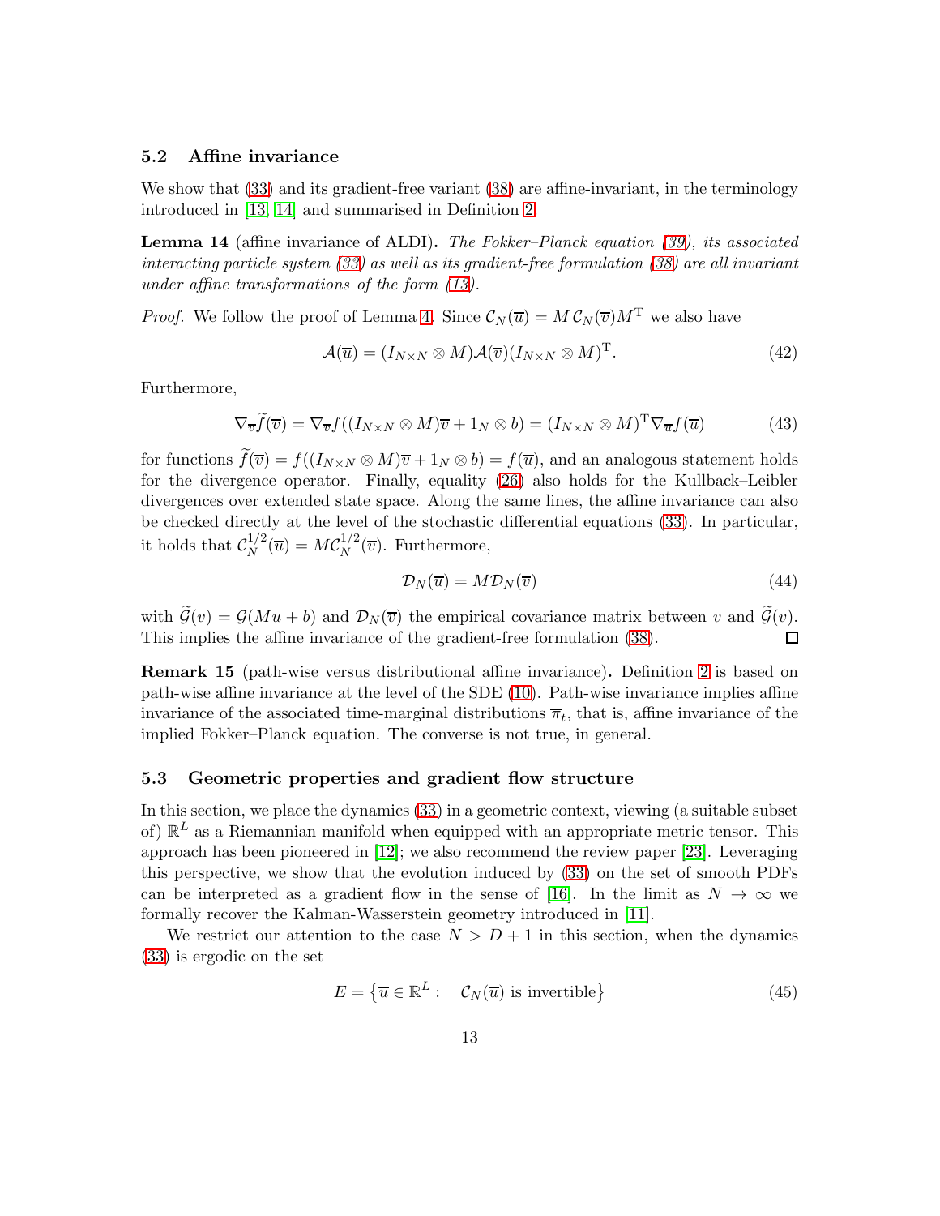### 5.2 Affine invariance

We show that (33) and its gradient-free variant (38) are affine-invariant, in the terminology introduced in [13, 14] and summarised in Definition 2.

**Lemma 14** (affine invariance of ALDI)**.** *The Fokker–Planck equation (39), its associated interacting particle system (33) as well as its gradient-free formulation (38) are all invariant under affine transformations of the form (13).*

*Proof.* We follow the proof of Lemma 4. Since $\mathcal{C}_N(\overline{u}) = M\,\mathcal{C}_N(\overline{v})M^{\mathrm{T}}$ we also have

$$\mathcal{A}(\overline{u}) = (I_{N\times N} \otimes M)\mathcal{A}(\overline{v})(I_{N\times N} \otimes M)^{\mathrm{T}}. \tag{42}$$

Furthermore,

$$\nabla_{\overline{v}} \widetilde{f}(\overline{v}) = \nabla_{\overline{v}} f((I_{N\times N} \otimes M)\overline{v} + 1_N \otimes b) = (I_{N\times N} \otimes M)^{\mathrm{T}} \nabla_{\overline{u}} f(\overline{u}) \tag{43}$$

for functions $\widetilde{f}(\overline{v}) = f((I_{N\times N} \otimes M)\overline{v} + 1_N \otimes b) = f(\overline{u})$, and an analogous statement holds for the divergence operator. Finally, equality (26) also holds for the Kullback–Leibler divergences over extended state space. Along the same lines, the affine invariance can also be checked directly at the level of the stochastic differential equations (33). In particular, it holds that $\mathcal{C}_N^{1/2}(\overline{u}) = M\mathcal{C}_N^{1/2}(\overline{v})$. Furthermore,

$$\mathcal{D}_N(\overline{u}) = M\mathcal{D}_N(\overline{v}) \tag{44}$$

with $\widetilde{\mathcal{G}}(v) = \mathcal{G}(Mu + b)$ and $\mathcal{D}_N(\overline{v})$ the empirical covariance matrix between $v$ and $\widetilde{\mathcal{G}}(v)$. This implies the affine invariance of the gradient-free formulation (38). ☐

**Remark 15** (path-wise versus distributional affine invariance)**.** Definition 2 is based on path-wise affine invariance at the level of the SDE (10). Path-wise invariance implies affine invariance of the associated time-marginal distributions $\overline{\pi}_t$, that is, affine invariance of the implied Fokker–Planck equation. The converse is not true, in general.

### 5.3 Geometric properties and gradient flow structure

In this section, we place the dynamics (33) in a geometric context, viewing (a suitable subset of) $\mathbb{R}^L$ as a Riemannian manifold when equipped with an appropriate metric tensor. This approach has been pioneered in [12]; we also recommend the review paper [23]. Leveraging this perspective, we show that the evolution induced by (33) on the set of smooth PDFs can be interpreted as a gradient flow in the sense of [16]. In the limit as $N \to \infty$ we formally recover the Kalman-Wasserstein geometry introduced in [11].

We restrict our attention to the case $N > D + 1$ in this section, when the dynamics (33) is ergodic on the set

$$E = \left\{\overline{u} \in \mathbb{R}^L : \quad \mathcal{C}_N(\overline{u}) \text{ is invertible}\right\} \tag{45}$$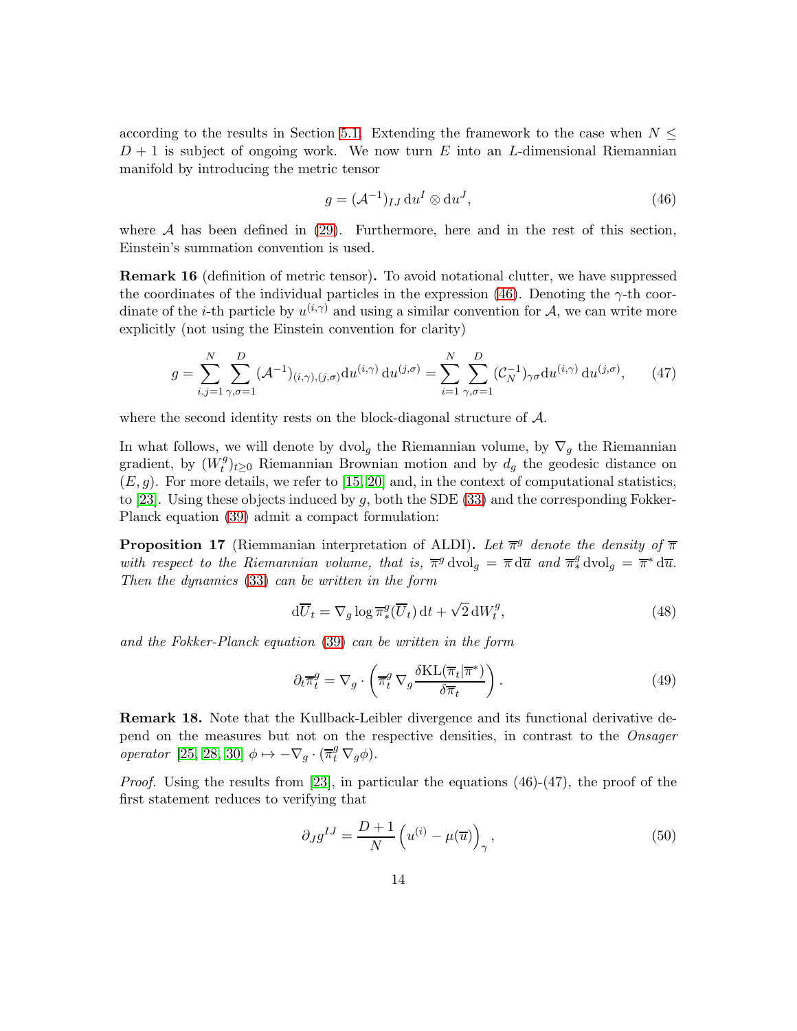according to the results in Section 5.1. Extending the framework to the case when $N \leq D+1$ is subject of ongoing work. We now turn $E$ into an $L$-dimensional Riemannian manifold by introducing the metric tensor

$$g = (\mathcal{A}^{-1})_{IJ}\, \mathrm{d}u^I \otimes \mathrm{d}u^J, \tag{46}$$

where $\mathcal{A}$ has been defined in (29). Furthermore, here and in the rest of this section, Einstein's summation convention is used.

**Remark 16** (definition of metric tensor)**.** To avoid notational clutter, we have suppressed the coordinates of the individual particles in the expression (46). Denoting the $\gamma$-th coordinate of the $i$-th particle by $u^{(i,\gamma)}$ and using a similar convention for $\mathcal{A}$, we can write more explicitly (not using the Einstein convention for clarity)

$$g = \sum_{i,j=1}^{N} \sum_{\gamma,\sigma=1}^{D} (\mathcal{A}^{-1})_{(i,\gamma),(j,\sigma)} \mathrm{d}u^{(i,\gamma)}\, \mathrm{d}u^{(j,\sigma)} = \sum_{i=1}^{N} \sum_{\gamma,\sigma=1}^{D} (\mathcal{C}_N^{-1})_{\gamma\sigma} \mathrm{d}u^{(i,\gamma)}\, \mathrm{d}u^{(j,\sigma)}, \tag{47}$$

where the second identity rests on the block-diagonal structure of $\mathcal{A}$.

In what follows, we will denote by $\mathrm{dvol}_g$ the Riemannian volume, by $\nabla_g$ the Riemannian gradient, by $(W_t^g)_{t\geq 0}$ Riemannian Brownian motion and by $d_g$ the geodesic distance on $(E,g)$. For more details, we refer to [15, 20] and, in the context of computational statistics, to [23]. Using these objects induced by $g$, both the SDE (33) and the corresponding Fokker-Planck equation (39) admit a compact formulation:

**Proposition 17** (Riemmanian interpretation of ALDI)**.** *Let $\overline{\pi}^g$ denote the density of $\overline{\pi}$ with respect to the Riemannian volume, that is, $\overline{\pi}^g\, \mathrm{dvol}_g = \overline{\pi}\, \mathrm{d}\overline{u}$ and $\overline{\pi}^g_*\, \mathrm{dvol}_g = \overline{\pi}^*\, \mathrm{d}\overline{u}$. Then the dynamics (33) can be written in the form*

$$\mathrm{d}\overline{U}_t = \nabla_g \log \overline{\pi}^g_*(\overline{U}_t)\, \mathrm{d}t + \sqrt{2}\, \mathrm{d}W_t^g, \tag{48}$$

*and the Fokker-Planck equation (39) can be written in the form*

$$\partial_t \overline{\pi}_t^g = \nabla_g \cdot \left( \overline{\pi}_t^g\, \nabla_g \frac{\delta \mathrm{KL}(\overline{\pi}_t | \overline{\pi}^*)}{\delta \overline{\pi}_t} \right). \tag{49}$$

**Remark 18.** Note that the Kullback-Leibler divergence and its functional derivative depend on the measures but not on the respective densities, in contrast to the *Onsager operator* [25, 28, 30] $\phi \mapsto -\nabla_g \cdot (\overline{\pi}_t^g\, \nabla_g \phi)$.

*Proof.* Using the results from [23], in particular the equations (46)-(47), the proof of the first statement reduces to verifying that

$$\partial_J g^{IJ} = \frac{D+1}{N} \left( u^{(i)} - \mu(\overline{u}) \right)_\gamma, \tag{50}$$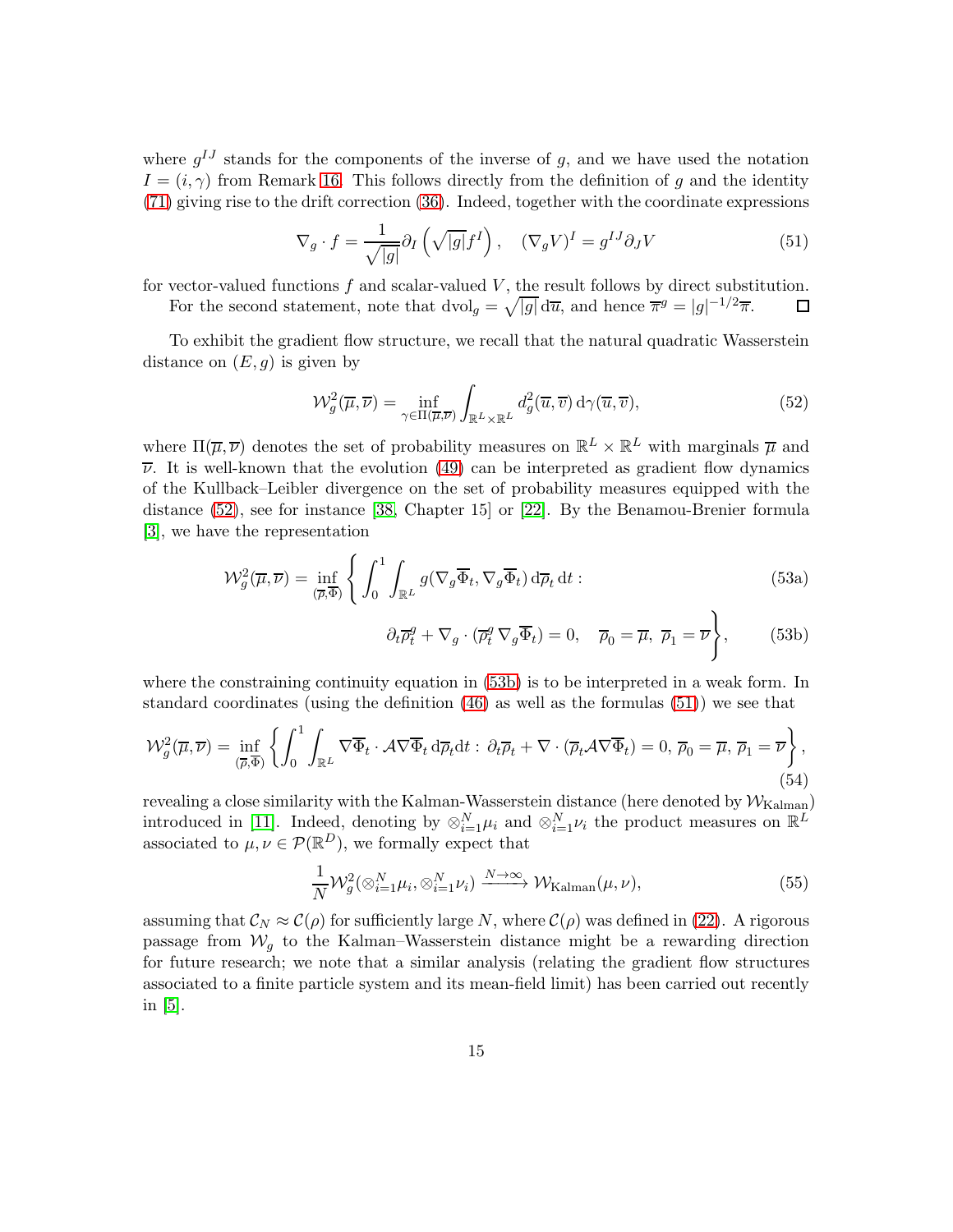where $g^{IJ}$ stands for the components of the inverse of $g$, and we have used the notation $I = (i, \gamma)$ from Remark 16. This follows directly from the definition of $g$ and the identity (71) giving rise to the drift correction (36). Indeed, together with the coordinate expressions

$$\nabla_g \cdot f = \frac{1}{\sqrt{|g|}} \partial_I \left( \sqrt{|g|} f^I \right), \quad (\nabla_g V)^I = g^{IJ} \partial_J V \tag{51}$$

for vector-valued functions $f$ and scalar-valued $V$, the result follows by direct substitution.

For the second statement, note that $\mathrm{dvol}_g = \sqrt{|g|}\, \mathrm{d}\overline{u}$, and hence $\overline{\pi}^g = |g|^{-1/2} \overline{\pi}$. □

To exhibit the gradient flow structure, we recall that the natural quadratic Wasserstein distance on $(E, g)$ is given by

$$\mathcal{W}_g^2(\overline{\mu}, \overline{\nu}) = \inf_{\gamma \in \Pi(\overline{\mu}, \overline{\nu})} \int_{\mathbb{R}^L \times \mathbb{R}^L} d_g^2(\overline{u}, \overline{v}) \, \mathrm{d}\gamma(\overline{u}, \overline{v}), \tag{52}$$

where $\Pi(\overline{\mu}, \overline{\nu})$ denotes the set of probability measures on $\mathbb{R}^L \times \mathbb{R}^L$ with marginals $\overline{\mu}$ and $\overline{\nu}$. It is well-known that the evolution (49) can be interpreted as gradient flow dynamics of the Kullback–Leibler divergence on the set of probability measures equipped with the distance (52), see for instance [38, Chapter 15] or [22]. By the Benamou-Brenier formula [3], we have the representation

$$\mathcal{W}_g^2(\overline{\mu}, \overline{\nu}) = \inf_{(\overline{\rho}, \overline{\Phi})} \Bigg\{ \int_0^1 \int_{\mathbb{R}^L} g(\nabla_g \overline{\Phi}_t, \nabla_g \overline{\Phi}_t) \, \mathrm{d}\overline{\rho}_t \, \mathrm{d}t : \tag{53a}$$

$$\partial_t \overline{\rho}_t^g + \nabla_g \cdot (\overline{\rho}_t^g \, \nabla_g \overline{\Phi}_t) = 0, \quad \overline{\rho}_0 = \overline{\mu}, \ \overline{\rho}_1 = \overline{\nu} \Bigg\}, \tag{53b}$$

where the constraining continuity equation in (53b) is to be interpreted in a weak form. In standard coordinates (using the definition (46) as well as the formulas (51)) we see that

$$\mathcal{W}_g^2(\overline{\mu}, \overline{\nu}) = \inf_{(\overline{\rho}, \overline{\Phi})} \left\{ \int_0^1 \int_{\mathbb{R}^L} \nabla \overline{\Phi}_t \cdot \mathcal{A} \nabla \overline{\Phi}_t \, \mathrm{d}\overline{\rho}_t \mathrm{d}t : \partial_t \overline{\rho}_t + \nabla \cdot (\overline{\rho}_t \mathcal{A} \nabla \overline{\Phi}_t) = 0, \, \overline{\rho}_0 = \overline{\mu}, \, \overline{\rho}_1 = \overline{\nu} \right\}, \tag{54}$$

revealing a close similarity with the Kalman-Wasserstein distance (here denoted by $\mathcal{W}_{\mathrm{Kalman}}$) introduced in [11]. Indeed, denoting by $\otimes_{i=1}^N \mu_i$ and $\otimes_{i=1}^N \nu_i$ the product measures on $\mathbb{R}^L$ associated to $\mu, \nu \in \mathcal{P}(\mathbb{R}^D)$, we formally expect that

$$\frac{1}{N} \mathcal{W}_g^2(\otimes_{i=1}^N \mu_i, \otimes_{i=1}^N \nu_i) \xrightarrow{N \to \infty} \mathcal{W}_{\mathrm{Kalman}}(\mu, \nu), \tag{55}$$

assuming that $\mathcal{C}_N \approx \mathcal{C}(\rho)$ for sufficiently large $N$, where $\mathcal{C}(\rho)$ was defined in (22). A rigorous passage from $\mathcal{W}_g$ to the Kalman–Wasserstein distance might be a rewarding direction for future research; we note that a similar analysis (relating the gradient flow structures associated to a finite particle system and its mean-field limit) has been carried out recently in [5].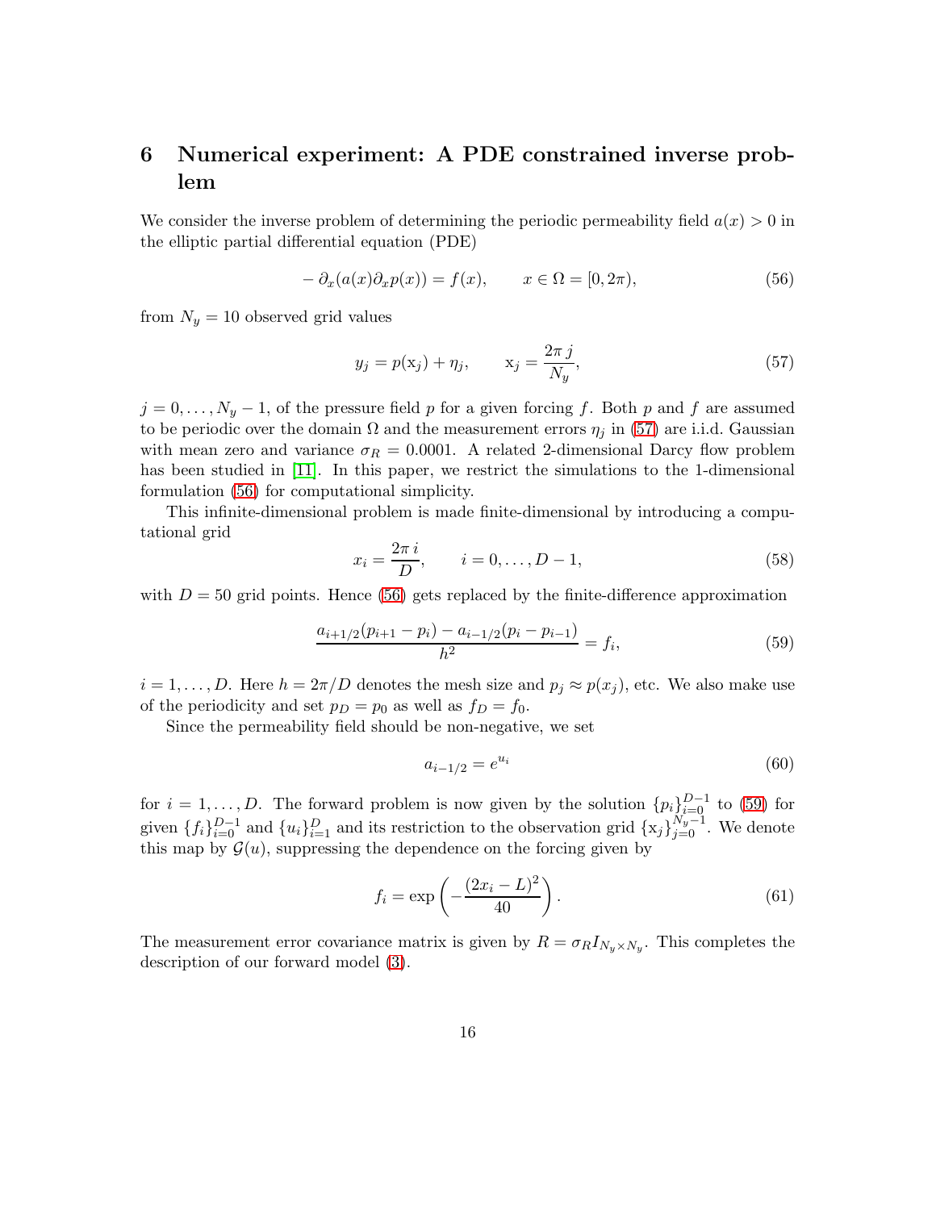# 6 Numerical experiment: A PDE constrained inverse problem

We consider the inverse problem of determining the periodic permeability field $a(x) > 0$ in the elliptic partial differential equation (PDE)

$$-\partial_x(a(x)\partial_x p(x)) = f(x), \qquad x \in \Omega = [0, 2\pi), \tag{56}$$

from $N_y = 10$ observed grid values

$$y_j = p(\mathrm{x}_j) + \eta_j, \qquad \mathrm{x}_j = \frac{2\pi\, j}{N_y}, \tag{57}$$

$j = 0, \ldots, N_y - 1$, of the pressure field $p$ for a given forcing $f$. Both $p$ and $f$ are assumed to be periodic over the domain $\Omega$ and the measurement errors $\eta_j$ in (57) are i.i.d. Gaussian with mean zero and variance $\sigma_R = 0.0001$. A related 2-dimensional Darcy flow problem has been studied in [11]. In this paper, we restrict the simulations to the 1-dimensional formulation (56) for computational simplicity.

This infinite-dimensional problem is made finite-dimensional by introducing a computational grid

$$x_i = \frac{2\pi\, i}{D}, \qquad i = 0, \ldots, D-1, \tag{58}$$

with $D = 50$ grid points. Hence (56) gets replaced by the finite-difference approximation

$$\frac{a_{i+1/2}(p_{i+1} - p_i) - a_{i-1/2}(p_i - p_{i-1})}{h^2} = f_i, \tag{59}$$

$i = 1, \ldots, D$. Here $h = 2\pi/D$ denotes the mesh size and $p_j \approx p(x_j)$, etc. We also make use of the periodicity and set $p_D = p_0$ as well as $f_D = f_0$.

Since the permeability field should be non-negative, we set

$$a_{i-1/2} = e^{u_i} \tag{60}$$

for $i = 1, \ldots, D$. The forward problem is now given by the solution $\{p_i\}_{i=0}^{D-1}$ to (59) for given $\{f_i\}_{i=0}^{D-1}$ and $\{u_i\}_{i=1}^{D}$ and its restriction to the observation grid $\{\mathrm{x}_j\}_{j=0}^{N_y-1}$. We denote this map by $\mathcal{G}(u)$, suppressing the dependence on the forcing given by

$$f_i = \exp\left(-\frac{(2x_i - L)^2}{40}\right). \tag{61}$$

The measurement error covariance matrix is given by $R = \sigma_R I_{N_y \times N_y}$. This completes the description of our forward model (3).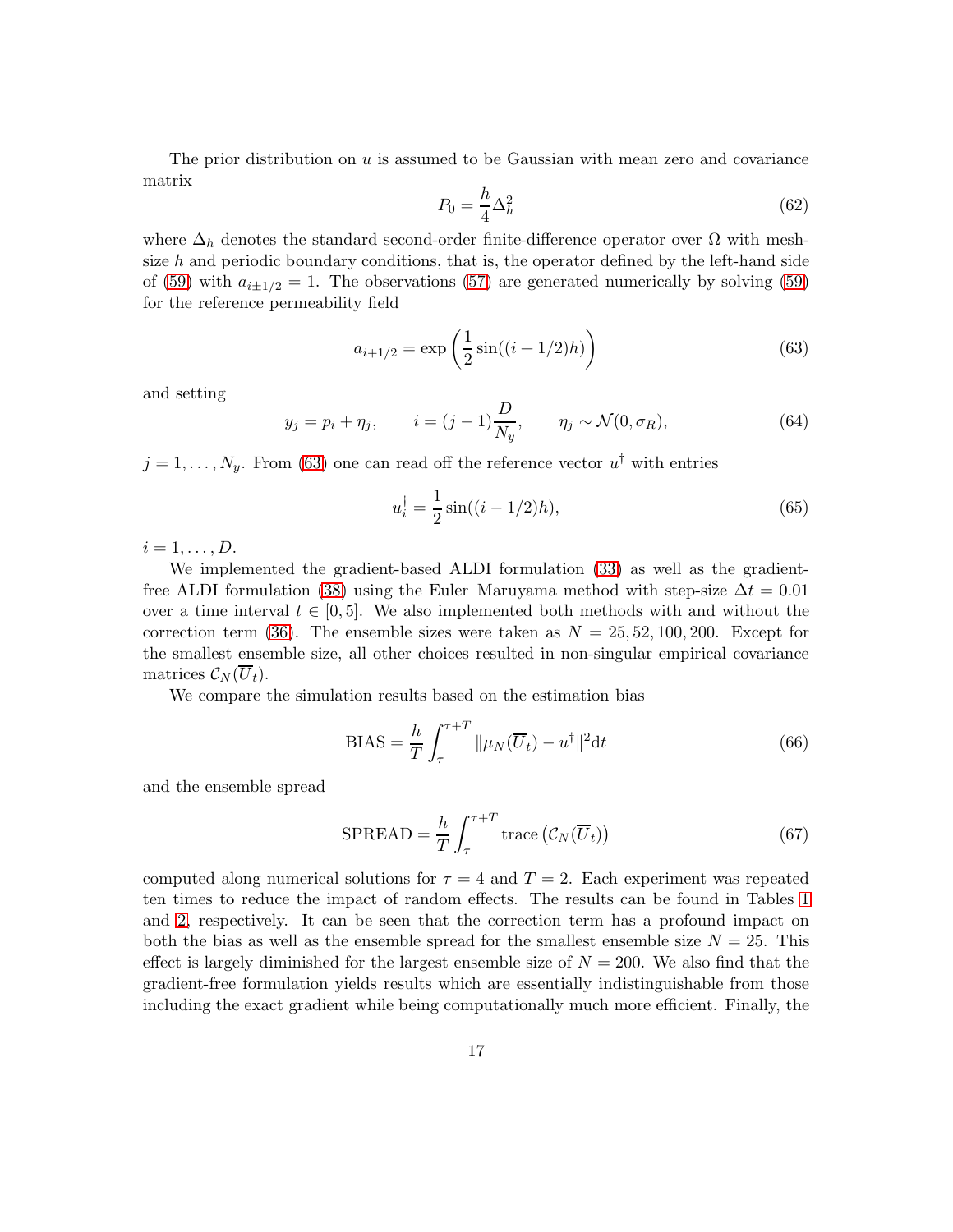The prior distribution on $u$ is assumed to be Gaussian with mean zero and covariance matrix

$$P_0 = \frac{h}{4}\Delta_h^2 \tag{62}$$

where $\Delta_h$ denotes the standard second-order finite-difference operator over $\Omega$ with mesh-size $h$ and periodic boundary conditions, that is, the operator defined by the left-hand side of (59) with $a_{i\pm 1/2} = 1$. The observations (57) are generated numerically by solving (59) for the reference permeability field

$$a_{i+1/2} = \exp\left(\frac{1}{2}\sin((i+1/2)h)\right) \tag{63}$$

and setting

$$y_j = p_i + \eta_j, \qquad i = (j-1)\frac{D}{N_y}, \qquad \eta_j \sim \mathcal{N}(0,\sigma_R), \tag{64}$$

$j = 1,\ldots,N_y$. From (63) one can read off the reference vector $u^\dagger$ with entries

$$u_i^\dagger = \frac{1}{2}\sin((i-1/2)h), \tag{65}$$

$i = 1,\ldots,D$.

We implemented the gradient-based ALDI formulation (33) as well as the gradient-free ALDI formulation (38) using the Euler–Maruyama method with step-size $\Delta t = 0.01$ over a time interval $t \in [0,5]$. We also implemented both methods with and without the correction term (36). The ensemble sizes were taken as $N = 25, 52, 100, 200$. Except for the smallest ensemble size, all other choices resulted in non-singular empirical covariance matrices $\mathcal{C}_N(\overline{U}_t)$.

We compare the simulation results based on the estimation bias

$$\text{BIAS} = \frac{h}{T}\int_\tau^{\tau+T} \|\mu_N(\overline{U}_t) - u^\dagger\|^2 \text{d}t \tag{66}$$

and the ensemble spread

$$\text{SPREAD} = \frac{h}{T}\int_\tau^{\tau+T} \text{trace}\left(\mathcal{C}_N(\overline{U}_t)\right) \tag{67}$$

computed along numerical solutions for $\tau = 4$ and $T = 2$. Each experiment was repeated ten times to reduce the impact of random effects. The results can be found in Tables 1 and 2, respectively. It can be seen that the correction term has a profound impact on both the bias as well as the ensemble spread for the smallest ensemble size $N = 25$. This effect is largely diminished for the largest ensemble size of $N = 200$. We also find that the gradient-free formulation yields results which are essentially indistinguishable from those including the exact gradient while being computationally much more efficient. Finally, the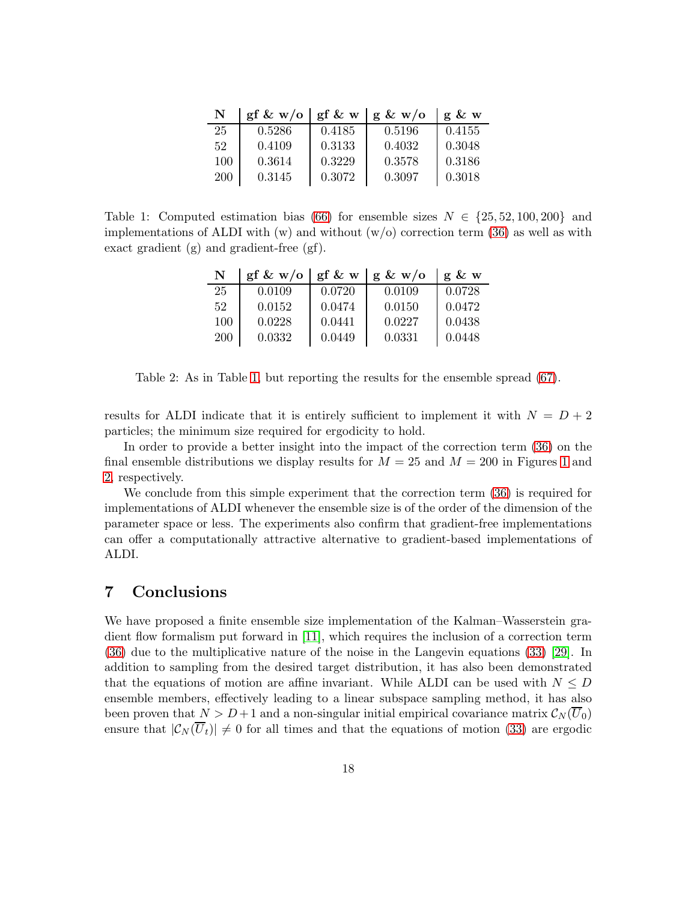| N | gf & w/o | gf & w | g & w/o | g & w |
|---|---|---|---|---|
| 25 | 0.5286 | 0.4185 | 0.5196 | 0.4155 |
| 52 | 0.4109 | 0.3133 | 0.4032 | 0.3048 |
| 100 | 0.3614 | 0.3229 | 0.3578 | 0.3186 |
| 200 | 0.3145 | 0.3072 | 0.3097 | 0.3018 |

Table 1: Computed estimation bias (66) for ensemble sizes $N \in \{25, 52, 100, 200\}$ and implementations of ALDI with (w) and without (w/o) correction term (36) as well as with exact gradient (g) and gradient-free (gf).

| N | gf & w/o | gf & w | g & w/o | g & w |
|---|---|---|---|---|
| 25 | 0.0109 | 0.0720 | 0.0109 | 0.0728 |
| 52 | 0.0152 | 0.0474 | 0.0150 | 0.0472 |
| 100 | 0.0228 | 0.0441 | 0.0227 | 0.0438 |
| 200 | 0.0332 | 0.0449 | 0.0331 | 0.0448 |

Table 2: As in Table 1, but reporting the results for the ensemble spread (67).

results for ALDI indicate that it is entirely sufficient to implement it with $N = D + 2$ particles; the minimum size required for ergodicity to hold.

In order to provide a better insight into the impact of the correction term (36) on the final ensemble distributions we display results for $M = 25$ and $M = 200$ in Figures 1 and 2, respectively.

We conclude from this simple experiment that the correction term (36) is required for implementations of ALDI whenever the ensemble size is of the order of the dimension of the parameter space or less. The experiments also confirm that gradient-free implementations can offer a computationally attractive alternative to gradient-based implementations of ALDI.

# 7 Conclusions

We have proposed a finite ensemble size implementation of the Kalman–Wasserstein gradient flow formalism put forward in [11], which requires the inclusion of a correction term (36) due to the multiplicative nature of the noise in the Langevin equations (33) [29]. In addition to sampling from the desired target distribution, it has also been demonstrated that the equations of motion are affine invariant. While ALDI can be used with $N \leq D$ ensemble members, effectively leading to a linear subspace sampling method, it has also been proven that $N > D+1$ and a non-singular initial empirical covariance matrix $\mathcal{C}_N(\overline{U}_0)$ ensure that $|\mathcal{C}_N(\overline{U}_t)| \neq 0$ for all times and that the equations of motion (33) are ergodic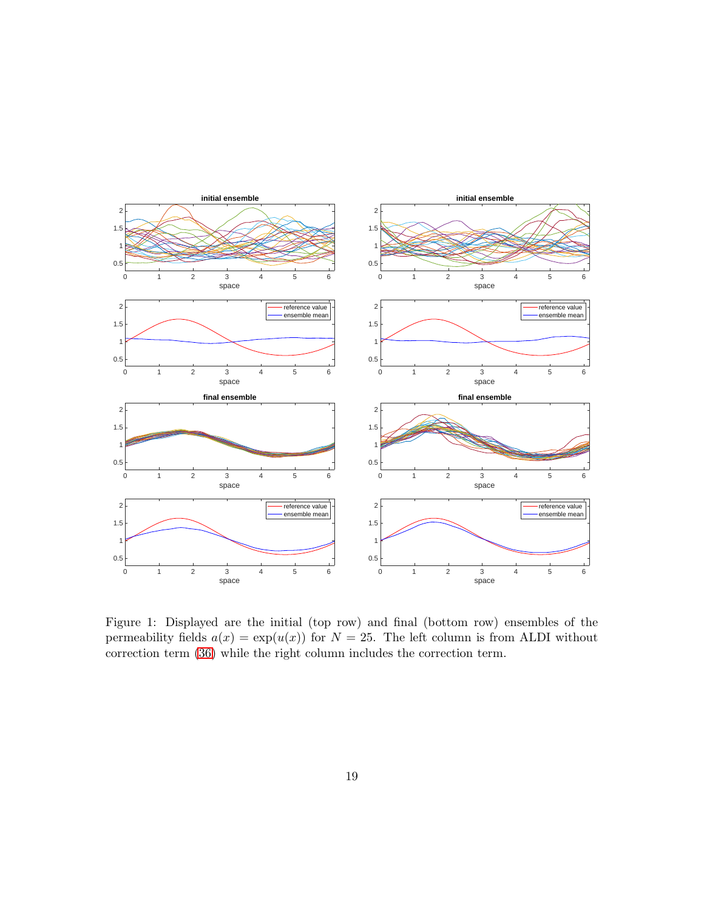Figure 1: Displayed are the initial (top row) and final (bottom row) ensembles of the permeability fields $a(x) = \exp(u(x))$ for $N = 25$. The left column is from ALDI without correction term (36) while the right column includes the correction term.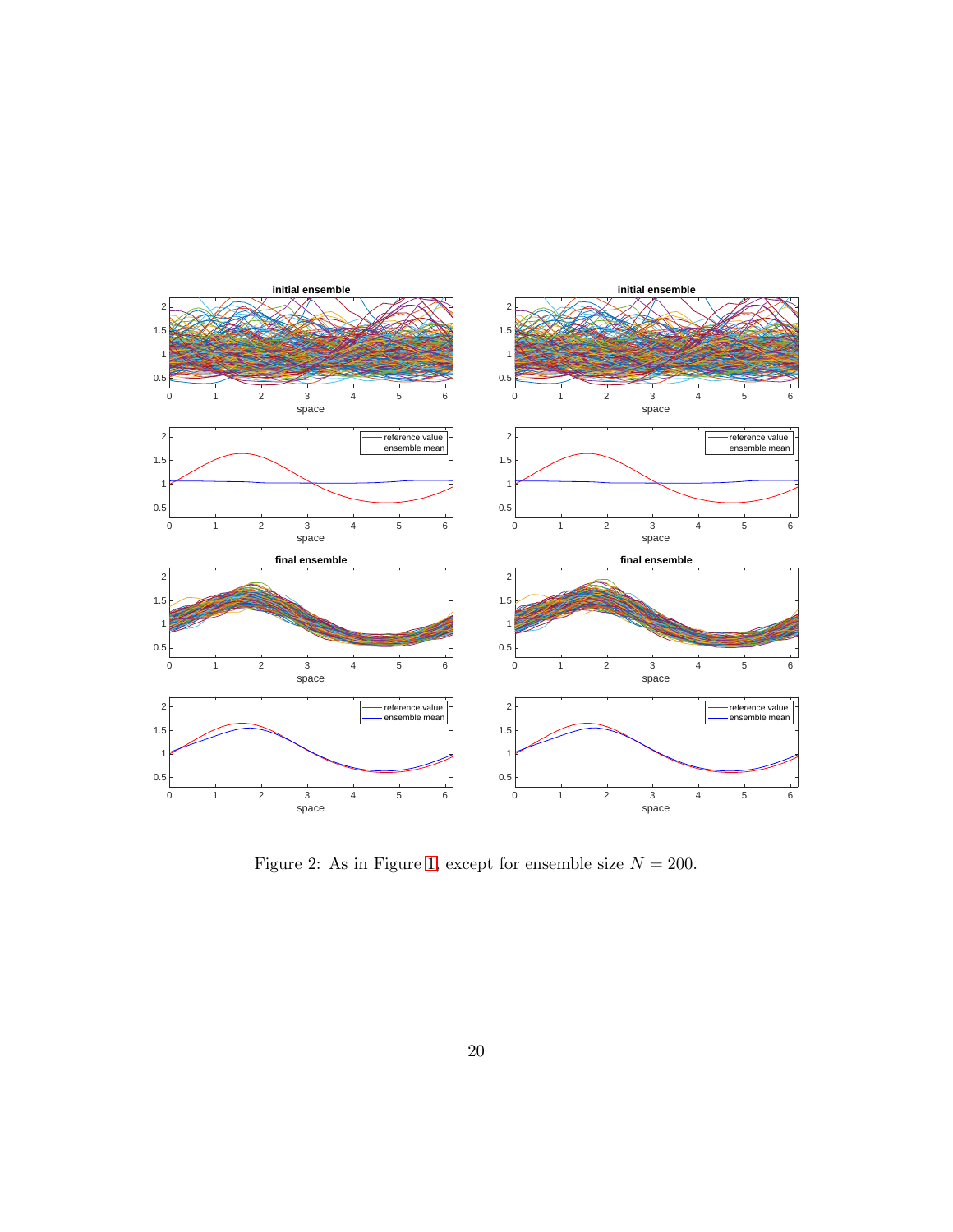Figure 2: As in Figure 1, except for ensemble size $N = 200$.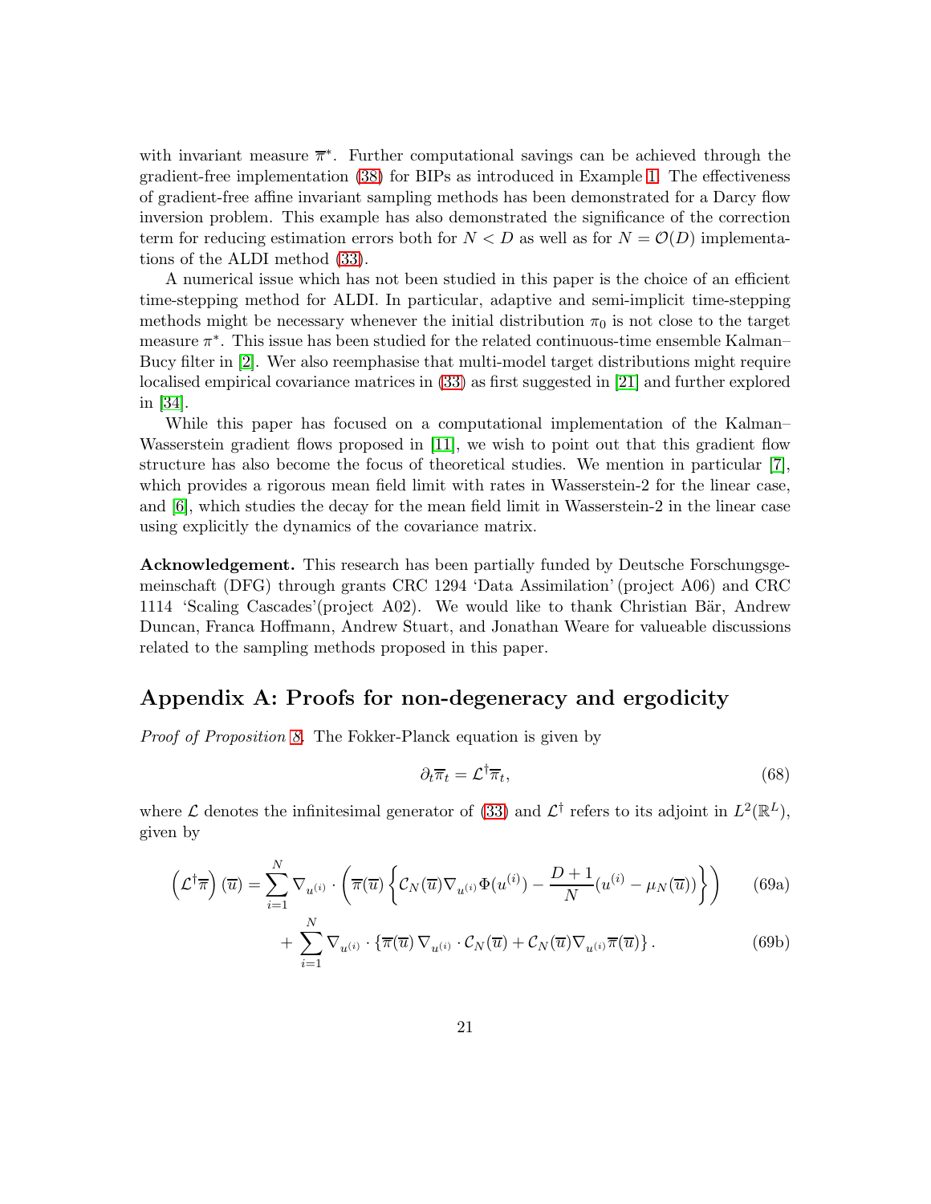with invariant measure $\overline{\pi}^*$. Further computational savings can be achieved through the gradient-free implementation (38) for BIPs as introduced in Example 1. The effectiveness of gradient-free affine invariant sampling methods has been demonstrated for a Darcy flow inversion problem. This example has also demonstrated the significance of the correction term for reducing estimation errors both for $N < D$ as well as for $N = \mathcal{O}(D)$ implementations of the ALDI method (33).

A numerical issue which has not been studied in this paper is the choice of an efficient time-stepping method for ALDI. In particular, adaptive and semi-implicit time-stepping methods might be necessary whenever the initial distribution $\pi_0$ is not close to the target measure $\pi^*$. This issue has been studied for the related continuous-time ensemble Kalman–Bucy filter in [2]. Wer also reemphasise that multi-model target distributions might require localised empirical covariance matrices in (33) as first suggested in [21] and further explored in [34].

While this paper has focused on a computational implementation of the Kalman–Wasserstein gradient flows proposed in [11], we wish to point out that this gradient flow structure has also become the focus of theoretical studies. We mention in particular [7], which provides a rigorous mean field limit with rates in Wasserstein-2 for the linear case, and [6], which studies the decay for the mean field limit in Wasserstein-2 in the linear case using explicitly the dynamics of the covariance matrix.

**Acknowledgement.** This research has been partially funded by Deutsche Forschungsgemeinschaft (DFG) through grants CRC 1294 'Data Assimilation' (project A06) and CRC 1114 'Scaling Cascades'(project A02). We would like to thank Christian Bär, Andrew Duncan, Franca Hoffmann, Andrew Stuart, and Jonathan Weare for valueable discussions related to the sampling methods proposed in this paper.

## Appendix A: Proofs for non-degeneracy and ergodicity

*Proof of Proposition 8.* The Fokker-Planck equation is given by

$$\partial_t \overline{\pi}_t = \mathcal{L}^\dagger \overline{\pi}_t, \tag{68}$$

where $\mathcal{L}$ denotes the infinitesimal generator of (33) and $\mathcal{L}^\dagger$ refers to its adjoint in $L^2(\mathbb{R}^L)$, given by

$$\left(\mathcal{L}^\dagger \overline{\pi}\right)(\overline{u}) = \sum_{i=1}^{N} \nabla_{u^{(i)}} \cdot \left( \overline{\pi}(\overline{u}) \left\{ \mathcal{C}_N(\overline{u}) \nabla_{u^{(i)}} \Phi(u^{(i)}) - \frac{D+1}{N}(u^{(i)} - \mu_N(\overline{u})) \right\} \right) \tag{69a}$$

$$+ \sum_{i=1}^{N} \nabla_{u^{(i)}} \cdot \left\{ \overline{\pi}(\overline{u})\, \nabla_{u^{(i)}} \cdot \mathcal{C}_N(\overline{u}) + \mathcal{C}_N(\overline{u}) \nabla_{u^{(i)}} \overline{\pi}(\overline{u}) \right\}. \tag{69b}$$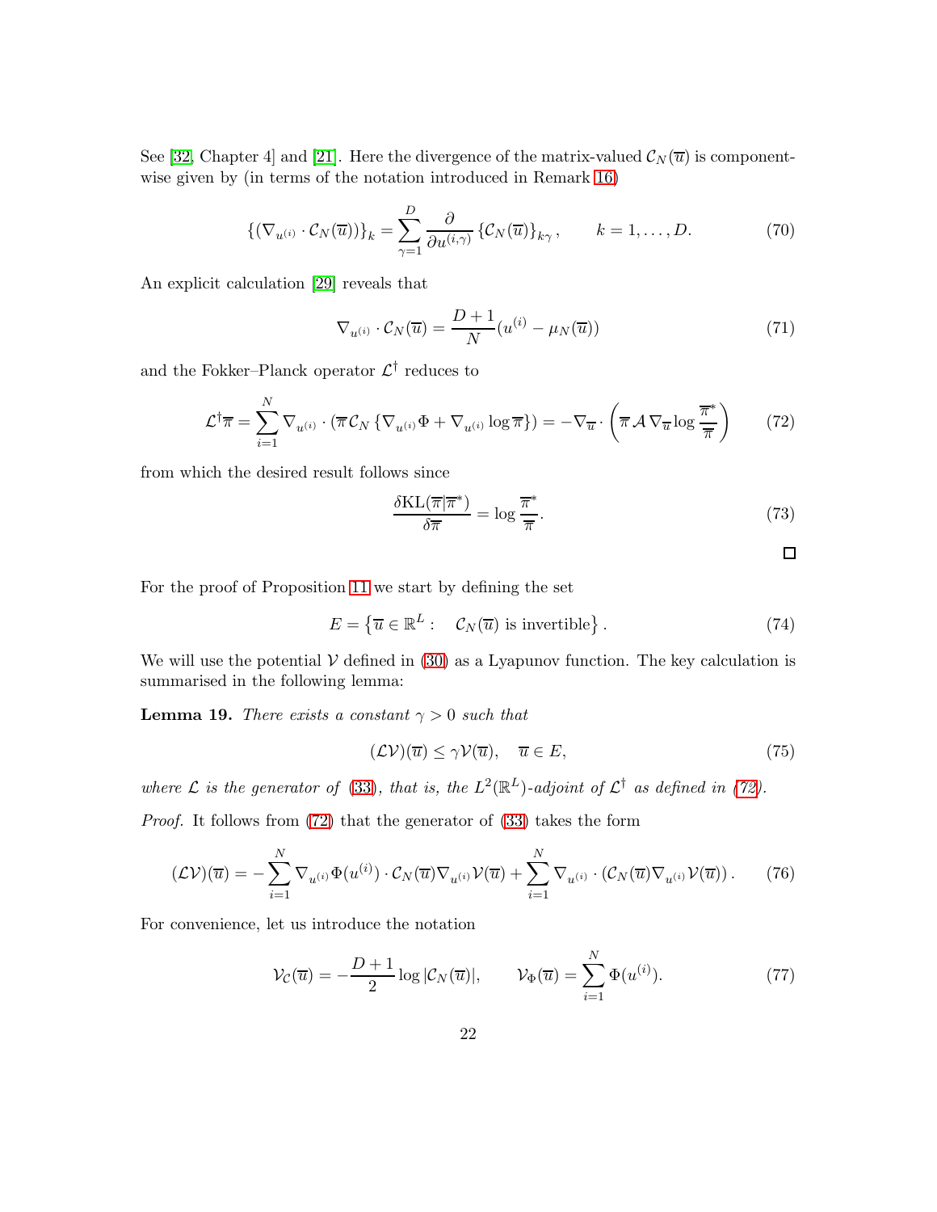See [32, Chapter 4] and [21]. Here the divergence of the matrix-valued $\mathcal{C}_N(\overline{u})$ is componentwise given by (in terms of the notation introduced in Remark 16)

$$\left\{(\nabla_{u^{(i)}} \cdot \mathcal{C}_N(\overline{u}))\right\}_k = \sum_{\gamma=1}^{D} \frac{\partial}{\partial u^{(i,\gamma)}} \left\{\mathcal{C}_N(\overline{u})\right\}_{k\gamma}, \qquad k = 1, \ldots, D. \tag{70}$$

An explicit calculation [29] reveals that

$$\nabla_{u^{(i)}} \cdot \mathcal{C}_N(\overline{u}) = \frac{D+1}{N}(u^{(i)} - \mu_N(\overline{u})) \tag{71}$$

and the Fokker–Planck operator $\mathcal{L}^\dagger$ reduces to

$$\mathcal{L}^\dagger \overline{\pi} = \sum_{i=1}^{N} \nabla_{u^{(i)}} \cdot \left(\overline{\pi}\, \mathcal{C}_N \left\{\nabla_{u^{(i)}} \Phi + \nabla_{u^{(i)}} \log \overline{\pi}\right\}\right) = -\nabla_{\overline{u}} \cdot \left(\overline{\pi}\, \mathcal{A}\, \nabla_{\overline{u}} \log \frac{\overline{\pi}^*}{\overline{\pi}}\right) \tag{72}$$

from which the desired result follows since

$$\frac{\delta \mathrm{KL}(\overline{\pi}|\overline{\pi}^*)}{\delta \overline{\pi}} = \log \frac{\overline{\pi}^*}{\overline{\pi}}. \tag{73}$$

$\square$

For the proof of Proposition 11 we start by defining the set

$$E = \left\{\overline{u} \in \mathbb{R}^L : \quad \mathcal{C}_N(\overline{u}) \text{ is invertible}\right\}. \tag{74}$$

We will use the potential $\mathcal{V}$ defined in (30) as a Lyapunov function. The key calculation is summarised in the following lemma:

**Lemma 19.** *There exists a constant $\gamma > 0$ such that*

$$(\mathcal{L}\mathcal{V})(\overline{u}) \leq \gamma \mathcal{V}(\overline{u}), \quad \overline{u} \in E, \tag{75}$$

*where $\mathcal{L}$ is the generator of (33), that is, the $L^2(\mathbb{R}^L)$-adjoint of $\mathcal{L}^\dagger$ as defined in (72).*

*Proof.* It follows from (72) that the generator of (33) takes the form

$$(\mathcal{L}\mathcal{V})(\overline{u}) = -\sum_{i=1}^{N} \nabla_{u^{(i)}} \Phi(u^{(i)}) \cdot \mathcal{C}_N(\overline{u}) \nabla_{u^{(i)}} \mathcal{V}(\overline{u}) + \sum_{i=1}^{N} \nabla_{u^{(i)}} \cdot \left(\mathcal{C}_N(\overline{u}) \nabla_{u^{(i)}} \mathcal{V}(\overline{u})\right). \tag{76}$$

For convenience, let us introduce the notation

$$\mathcal{V}_{\mathcal{C}}(\overline{u}) = -\frac{D+1}{2} \log |\mathcal{C}_N(\overline{u})|, \qquad \mathcal{V}_{\Phi}(\overline{u}) = \sum_{i=1}^{N} \Phi(u^{(i)}). \tag{77}$$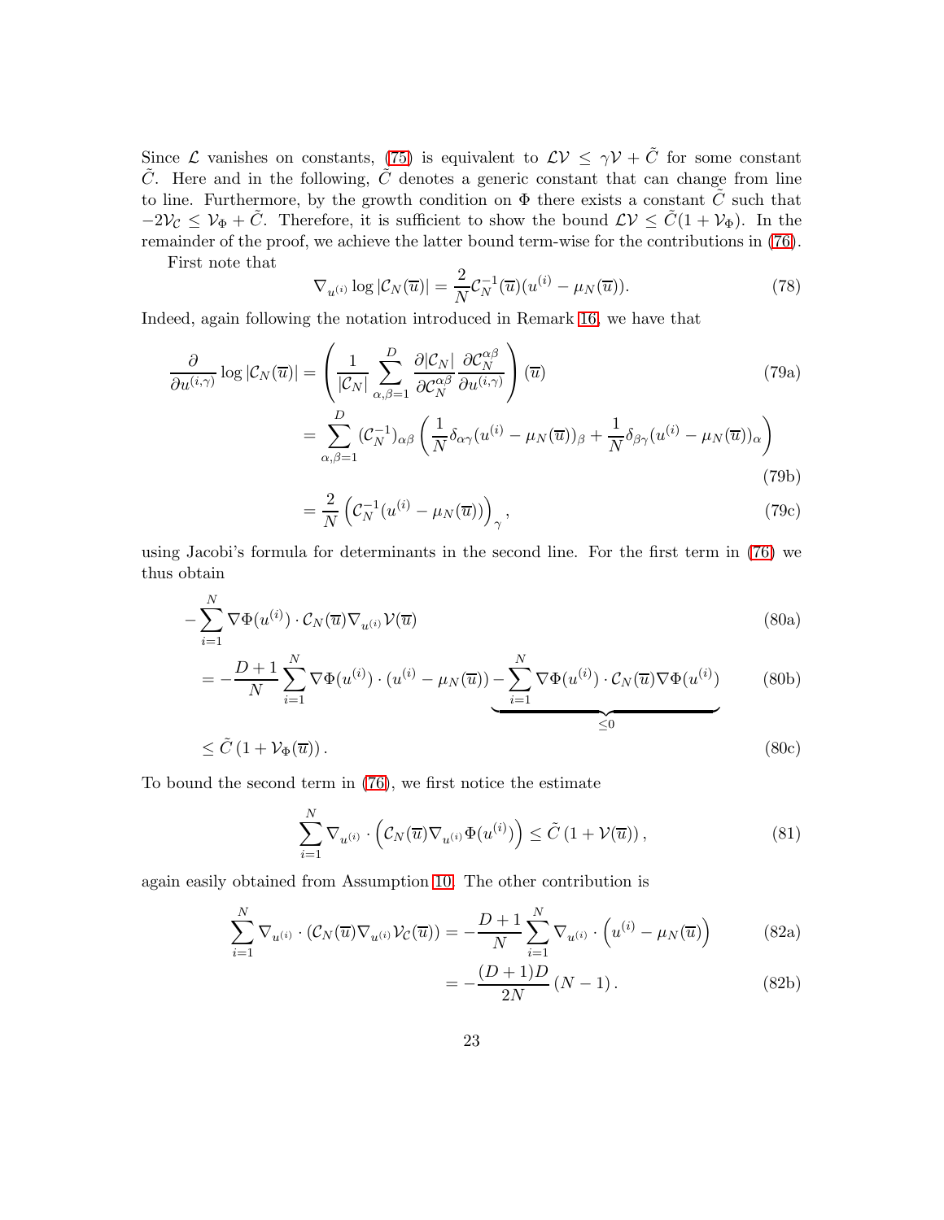Since $\mathcal{L}$ vanishes on constants, (75) is equivalent to $\mathcal{L}\mathcal{V} \leq \gamma \mathcal{V} + \tilde{C}$ for some constant $\tilde{C}$. Here and in the following, $\tilde{C}$ denotes a generic constant that can change from line to line. Furthermore, by the growth condition on $\Phi$ there exists a constant $\tilde{C}$ such that $-2\mathcal{V}_{\mathcal{C}} \leq \mathcal{V}_\Phi + \tilde{C}$. Therefore, it is sufficient to show the bound $\mathcal{L}\mathcal{V} \leq \tilde{C}(1 + \mathcal{V}_\Phi)$. In the remainder of the proof, we achieve the latter bound term-wise for the contributions in (76).

First note that

$$\nabla_{u^{(i)}} \log |\mathcal{C}_N(\overline{u})| = \frac{2}{N} \mathcal{C}_N^{-1}(\overline{u})(u^{(i)} - \mu_N(\overline{u})). \tag{78}$$

Indeed, again following the notation introduced in Remark 16, we have that

$$\begin{aligned}
\frac{\partial}{\partial u^{(i,\gamma)}} \log |\mathcal{C}_N(\overline{u})| &= \left( \frac{1}{|\mathcal{C}_N|} \sum_{\alpha,\beta=1}^{D} \frac{\partial |\mathcal{C}_N|}{\partial \mathcal{C}_N^{\alpha\beta}} \frac{\partial \mathcal{C}_N^{\alpha\beta}}{\partial u^{(i,\gamma)}} \right)(\overline{u}) && \text{(79a)} \\
&= \sum_{\alpha,\beta=1}^{D} (\mathcal{C}_N^{-1})_{\alpha\beta} \left( \frac{1}{N} \delta_{\alpha\gamma} (u^{(i)} - \mu_N(\overline{u}))_\beta + \frac{1}{N} \delta_{\beta\gamma} (u^{(i)} - \mu_N(\overline{u}))_\alpha \right) && \text{(79b)} \\
&= \frac{2}{N} \left( \mathcal{C}_N^{-1} (u^{(i)} - \mu_N(\overline{u})) \right)_\gamma, && \text{(79c)}
\end{aligned}$$

using Jacobi's formula for determinants in the second line. For the first term in (76) we thus obtain

$$\begin{aligned}
&- \sum_{i=1}^{N} \nabla \Phi(u^{(i)}) \cdot \mathcal{C}_N(\overline{u}) \nabla_{u^{(i)}} \mathcal{V}(\overline{u}) && \text{(80a)} \\
&= -\frac{D+1}{N} \sum_{i=1}^{N} \nabla \Phi(u^{(i)}) \cdot (u^{(i)} - \mu_N(\overline{u})) \underbrace{- \sum_{i=1}^{N} \nabla \Phi(u^{(i)}) \cdot \mathcal{C}_N(\overline{u}) \nabla \Phi(u^{(i)})}_{\leq 0} && \text{(80b)} \\
&\leq \tilde{C} \left(1 + \mathcal{V}_\Phi(\overline{u})\right). && \text{(80c)}
\end{aligned}$$

To bound the second term in (76), we first notice the estimate

$$\sum_{i=1}^{N} \nabla_{u^{(i)}} \cdot \left( \mathcal{C}_N(\overline{u}) \nabla_{u^{(i)}} \Phi(u^{(i)}) \right) \leq \tilde{C} \left(1 + \mathcal{V}(\overline{u})\right), \tag{81}$$

again easily obtained from Assumption 10. The other contribution is

$$\begin{aligned}
\sum_{i=1}^{N} \nabla_{u^{(i)}} \cdot (\mathcal{C}_N(\overline{u}) \nabla_{u^{(i)}} \mathcal{V}_{\mathcal{C}}(\overline{u})) &= -\frac{D+1}{N} \sum_{i=1}^{N} \nabla_{u^{(i)}} \cdot \left( u^{(i)} - \mu_N(\overline{u}) \right) && \text{(82a)} \\
&= -\frac{(D+1)D}{2N} (N-1). && \text{(82b)}
\end{aligned}$$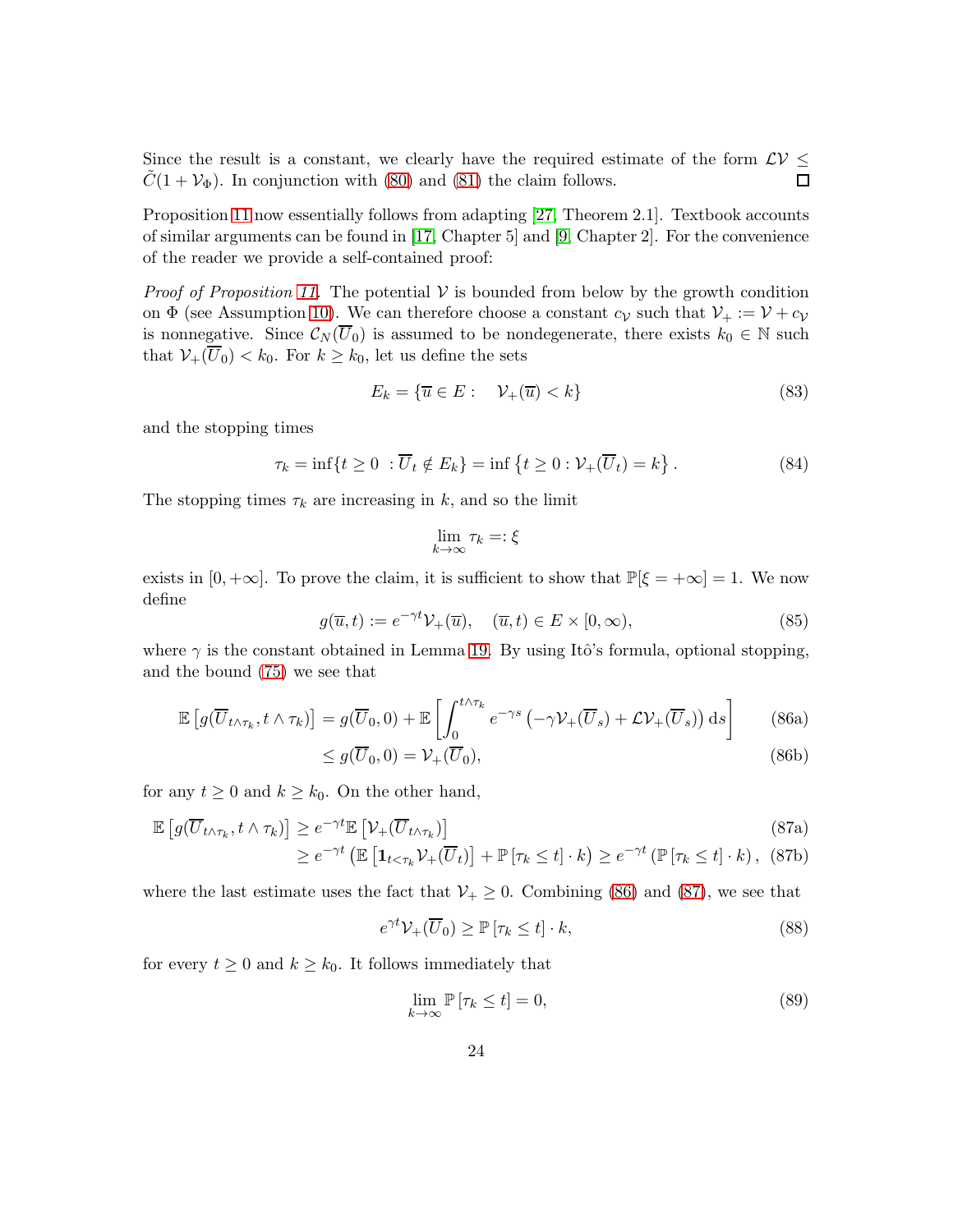Since the result is a constant, we clearly have the required estimate of the form $\mathcal{L}\mathcal{V} \leq \tilde{C}(1+\mathcal{V}_\Phi)$. In conjunction with (80) and (81) the claim follows. $\square$

Proposition 11 now essentially follows from adapting [27, Theorem 2.1]. Textbook accounts of similar arguments can be found in [17, Chapter 5] and [9, Chapter 2]. For the convenience of the reader we provide a self-contained proof:

*Proof of Proposition 11.* The potential $\mathcal{V}$ is bounded from below by the growth condition on $\Phi$ (see Assumption 10). We can therefore choose a constant $c_{\mathcal{V}}$ such that $\mathcal{V}_+ := \mathcal{V} + c_{\mathcal{V}}$ is nonnegative. Since $\mathcal{C}_N(\overline{U}_0)$ is assumed to be nondegenerate, there exists $k_0 \in \mathbb{N}$ such that $\mathcal{V}_+(\overline{U}_0) < k_0$. For $k \geq k_0$, let us define the sets

$$E_k = \{\overline{u} \in E : \quad \mathcal{V}_+(\overline{u}) < k\} \tag{83}$$

and the stopping times

$$\tau_k = \inf\{t \geq 0 \ : \overline{U}_t \notin E_k\} = \inf\left\{t \geq 0 : \mathcal{V}_+(\overline{U}_t) = k\right\}. \tag{84}$$

The stopping times $\tau_k$ are increasing in $k$, and so the limit

$$\lim_{k\to\infty} \tau_k =: \xi$$

exists in $[0,+\infty]$. To prove the claim, it is sufficient to show that $\mathbb{P}[\xi = +\infty] = 1$. We now define

$$g(\overline{u},t) := e^{-\gamma t}\mathcal{V}_+(\overline{u}), \quad (\overline{u},t) \in E \times [0,\infty), \tag{85}$$

where $\gamma$ is the constant obtained in Lemma 19. By using Itô's formula, optional stopping, and the bound (75) we see that

$$\mathbb{E}\left[g(\overline{U}_{t\wedge\tau_k}, t\wedge\tau_k)\right] = g(\overline{U}_0, 0) + \mathbb{E}\left[\int_0^{t\wedge\tau_k} e^{-\gamma s}\left(-\gamma\mathcal{V}_+(\overline{U}_s) + \mathcal{L}\mathcal{V}_+(\overline{U}_s)\right)\mathrm{d}s\right] \tag{86a}$$

$$\leq g(\overline{U}_0, 0) = \mathcal{V}_+(\overline{U}_0), \tag{86b}$$

for any $t \geq 0$ and $k \geq k_0$. On the other hand,

$$\mathbb{E}\left[g(\overline{U}_{t\wedge\tau_k}, t\wedge\tau_k)\right] \geq e^{-\gamma t}\mathbb{E}\left[\mathcal{V}_+(\overline{U}_{t\wedge\tau_k})\right] \tag{87a}$$

$$\geq e^{-\gamma t}\left(\mathbb{E}\left[\mathbf{1}_{t<\tau_k}\mathcal{V}_+(\overline{U}_t)\right] + \mathbb{P}\left[\tau_k \leq t\right]\cdot k\right) \geq e^{-\gamma t}\left(\mathbb{P}\left[\tau_k \leq t\right]\cdot k\right), \tag{87b}$$

where the last estimate uses the fact that $\mathcal{V}_+ \geq 0$. Combining (86) and (87), we see that

$$e^{\gamma t}\mathcal{V}_+(\overline{U}_0) \geq \mathbb{P}\left[\tau_k \leq t\right]\cdot k, \tag{88}$$

for every $t \geq 0$ and $k \geq k_0$. It follows immediately that

$$\lim_{k\to\infty} \mathbb{P}\left[\tau_k \leq t\right] = 0, \tag{89}$$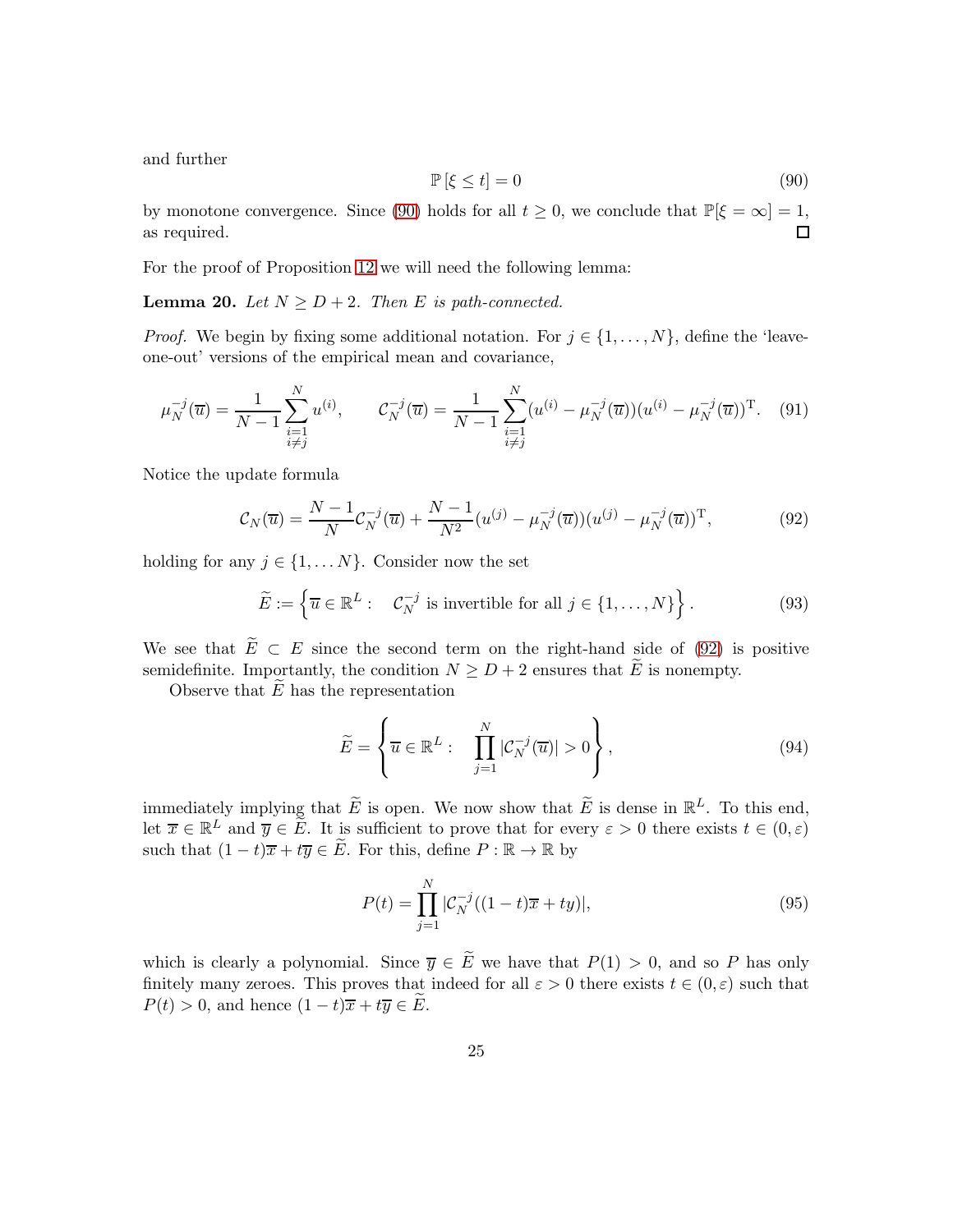and further

$$\mathbb{P}\left[\xi \leq t\right] = 0 \tag{90}$$

by monotone convergence. Since (90) holds for all $t \geq 0$, we conclude that $\mathbb{P}[\xi = \infty] = 1$, as required. $\square$

For the proof of Proposition 12 we will need the following lemma:

**Lemma 20.** *Let $N \geq D + 2$. Then $E$ is path-connected.*

*Proof.* We begin by fixing some additional notation. For $j \in \{1, \ldots, N\}$, define the 'leave-one-out' versions of the empirical mean and covariance,

$$\mu_N^{-j}(\overline{u}) = \frac{1}{N-1}\sum_{\substack{i=1\\i\neq j}}^{N} u^{(i)}, \qquad \mathcal{C}_N^{-j}(\overline{u}) = \frac{1}{N-1}\sum_{\substack{i=1\\i\neq j}}^{N}(u^{(i)} - \mu_N^{-j}(\overline{u}))(u^{(i)} - \mu_N^{-j}(\overline{u}))^{\mathrm{T}}. \tag{91}$$

Notice the update formula

$$\mathcal{C}_N(\overline{u}) = \frac{N-1}{N}\mathcal{C}_N^{-j}(\overline{u}) + \frac{N-1}{N^2}(u^{(j)} - \mu_N^{-j}(\overline{u}))(u^{(j)} - \mu_N^{-j}(\overline{u}))^{\mathrm{T}}, \tag{92}$$

holding for any $j \in \{1, \ldots N\}$. Consider now the set

$$\widetilde{E} := \left\{\overline{u} \in \mathbb{R}^L : \quad \mathcal{C}_N^{-j} \text{ is invertible for all } j \in \{1, \ldots, N\}\right\}. \tag{93}$$

We see that $\widetilde{E} \subset E$ since the second term on the right-hand side of (92) is positive semidefinite. Importantly, the condition $N \geq D + 2$ ensures that $\widetilde{E}$ is nonempty.

Observe that $\widetilde{E}$ has the representation

$$\widetilde{E} = \left\{\overline{u} \in \mathbb{R}^L : \quad \prod_{j=1}^{N} |\mathcal{C}_N^{-j}(\overline{u})| > 0\right\}, \tag{94}$$

immediately implying that $\widetilde{E}$ is open. We now show that $\widetilde{E}$ is dense in $\mathbb{R}^L$. To this end, let $\overline{x} \in \mathbb{R}^L$ and $\overline{y} \in \widetilde{E}$. It is sufficient to prove that for every $\varepsilon > 0$ there exists $t \in (0, \varepsilon)$ such that $(1-t)\overline{x} + t\overline{y} \in \widetilde{E}$. For this, define $P : \mathbb{R} \to \mathbb{R}$ by

$$P(t) = \prod_{j=1}^{N} |\mathcal{C}_N^{-j}((1-t)\overline{x} + ty)|, \tag{95}$$

which is clearly a polynomial. Since $\overline{y} \in \widetilde{E}$ we have that $P(1) > 0$, and so $P$ has only finitely many zeroes. This proves that indeed for all $\varepsilon > 0$ there exists $t \in (0, \varepsilon)$ such that $P(t) > 0$, and hence $(1-t)\overline{x} + t\overline{y} \in \widetilde{E}$.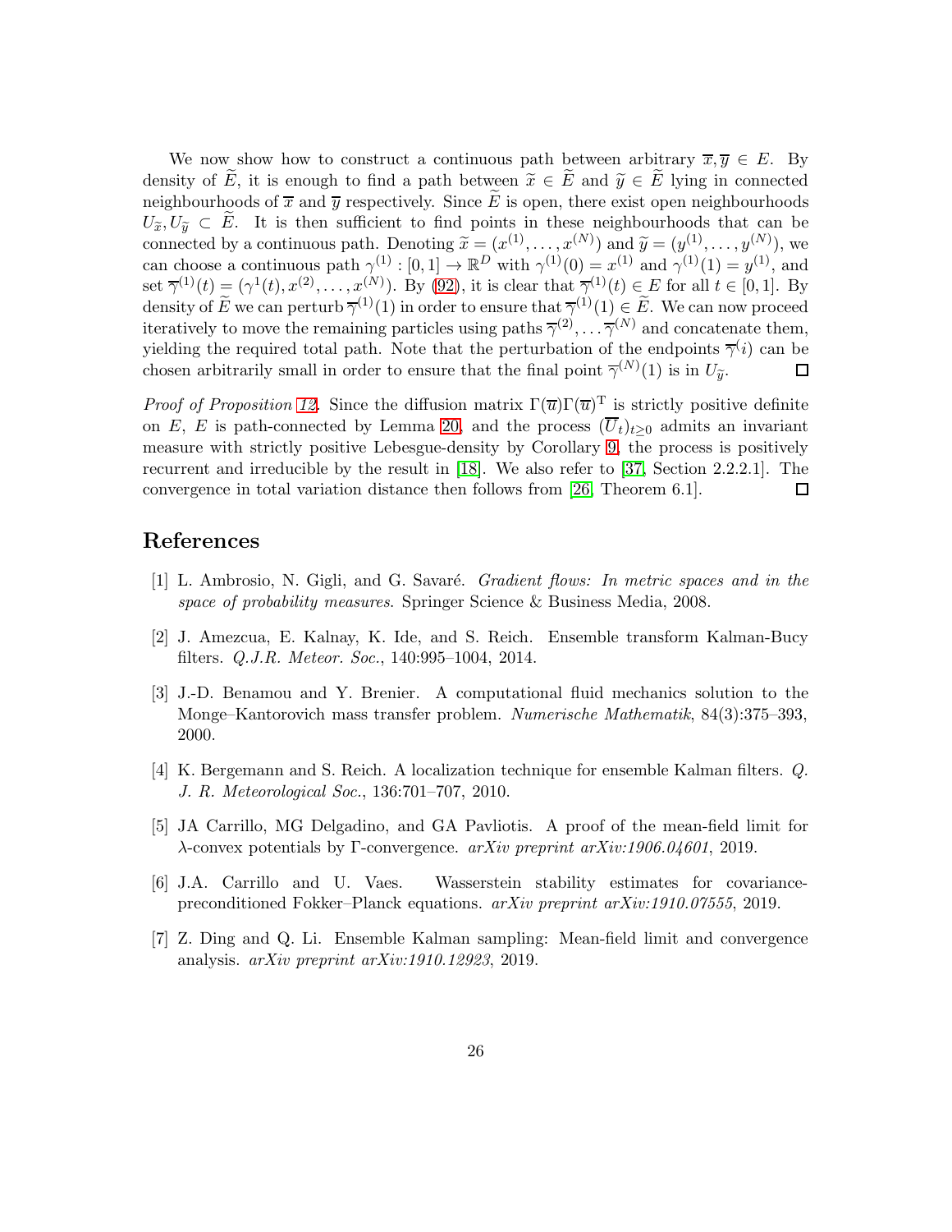We now show how to construct a continuous path between arbitrary $\overline{x}, \overline{y} \in E$. By density of $\widetilde{E}$, it is enough to find a path between $\widetilde{x} \in \widetilde{E}$ and $\widetilde{y} \in \widetilde{E}$ lying in connected neighbourhoods of $\overline{x}$ and $\overline{y}$ respectively. Since $\widetilde{E}$ is open, there exist open neighbourhoods $U_{\widetilde{x}}, U_{\widetilde{y}} \subset \widetilde{E}$. It is then sufficient to find points in these neighbourhoods that can be connected by a continuous path. Denoting $\widetilde{x} = (x^{(1)}, \ldots, x^{(N)})$ and $\widetilde{y} = (y^{(1)}, \ldots, y^{(N)})$, we can choose a continuous path $\gamma^{(1)} : [0, 1] \to \mathbb{R}^D$ with $\gamma^{(1)}(0) = x^{(1)}$ and $\gamma^{(1)}(1) = y^{(1)}$, and set $\overline{\gamma}^{(1)}(t) = (\gamma^1(t), x^{(2)}, \ldots, x^{(N)})$. By (92), it is clear that $\overline{\gamma}^{(1)}(t) \in E$ for all $t \in [0, 1]$. By density of $\widetilde{E}$ we can perturb $\overline{\gamma}^{(1)}(1)$ in order to ensure that $\overline{\gamma}^{(1)}(1) \in \widetilde{E}$. We can now proceed iteratively to move the remaining particles using paths $\overline{\gamma}^{(2)}, \ldots \overline{\gamma}^{(N)}$ and concatenate them, yielding the required total path. Note that the perturbation of the endpoints $\overline{\gamma}^{(}i)$ can be chosen arbitrarily small in order to ensure that the final point $\overline{\gamma}^{(N)}(1)$ is in $U_{\widetilde{y}}$. ◻

*Proof of Proposition 12.* Since the diffusion matrix $\Gamma(\overline{u})\Gamma(\overline{u})^{\mathrm{T}}$ is strictly positive definite on $E$, $E$ is path-connected by Lemma 20, and the process $(\overline{U}_t)_{t \geq 0}$ admits an invariant measure with strictly positive Lebesgue-density by Corollary 9, the process is positively recurrent and irreducible by the result in [18]. We also refer to [37, Section 2.2.2.1]. The convergence in total variation distance then follows from [26, Theorem 6.1]. ◻

## References

[1] L. Ambrosio, N. Gigli, and G. Savaré. *Gradient flows: In metric spaces and in the space of probability measures.* Springer Science & Business Media, 2008.

[2] J. Amezcua, E. Kalnay, K. Ide, and S. Reich. Ensemble transform Kalman-Bucy filters. *Q.J.R. Meteor. Soc.*, 140:995–1004, 2014.

[3] J.-D. Benamou and Y. Brenier. A computational fluid mechanics solution to the Monge–Kantorovich mass transfer problem. *Numerische Mathematik*, 84(3):375–393, 2000.

[4] K. Bergemann and S. Reich. A localization technique for ensemble Kalman filters. *Q. J. R. Meteorological Soc.*, 136:701–707, 2010.

[5] JA Carrillo, MG Delgadino, and GA Pavliotis. A proof of the mean-field limit for $\lambda$-convex potentials by $\Gamma$-convergence. *arXiv preprint arXiv:1906.04601*, 2019.

[6] J.A. Carrillo and U. Vaes. Wasserstein stability estimates for covariance-preconditioned Fokker–Planck equations. *arXiv preprint arXiv:1910.07555*, 2019.

[7] Z. Ding and Q. Li. Ensemble Kalman sampling: Mean-field limit and convergence analysis. *arXiv preprint arXiv:1910.12923*, 2019.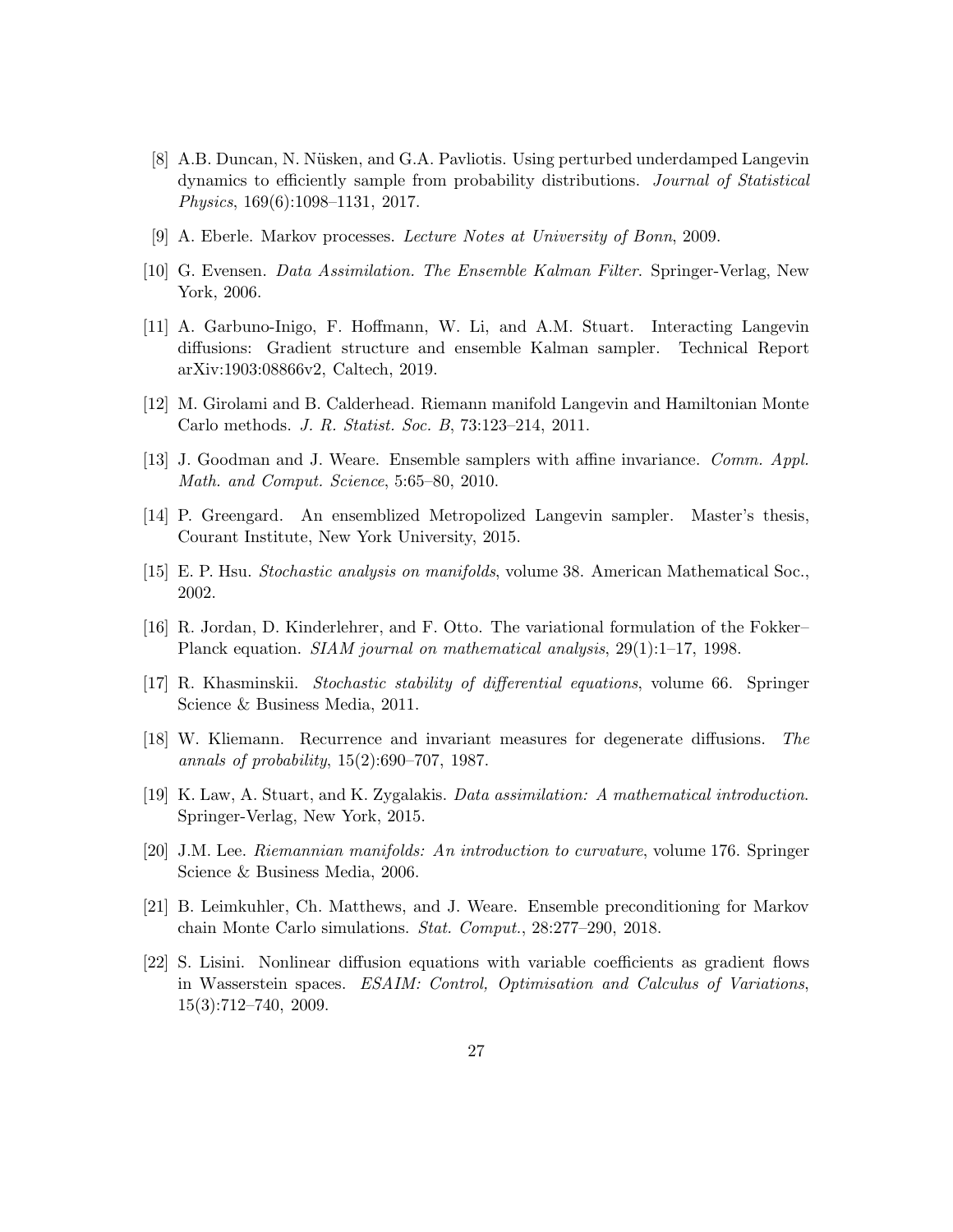[8] A.B. Duncan, N. Nüsken, and G.A. Pavliotis. Using perturbed underdamped Langevin dynamics to efficiently sample from probability distributions. *Journal of Statistical Physics*, 169(6):1098–1131, 2017.

[9] A. Eberle. Markov processes. *Lecture Notes at University of Bonn*, 2009.

[10] G. Evensen. *Data Assimilation. The Ensemble Kalman Filter*. Springer-Verlag, New York, 2006.

[11] A. Garbuno-Inigo, F. Hoffmann, W. Li, and A.M. Stuart. Interacting Langevin diffusions: Gradient structure and ensemble Kalman sampler. Technical Report arXiv:1903:08866v2, Caltech, 2019.

[12] M. Girolami and B. Calderhead. Riemann manifold Langevin and Hamiltonian Monte Carlo methods. *J. R. Statist. Soc. B*, 73:123–214, 2011.

[13] J. Goodman and J. Weare. Ensemble samplers with affine invariance. *Comm. Appl. Math. and Comput. Science*, 5:65–80, 2010.

[14] P. Greengard. An ensemblized Metropolized Langevin sampler. Master's thesis, Courant Institute, New York University, 2015.

[15] E. P. Hsu. *Stochastic analysis on manifolds*, volume 38. American Mathematical Soc., 2002.

[16] R. Jordan, D. Kinderlehrer, and F. Otto. The variational formulation of the Fokker–Planck equation. *SIAM journal on mathematical analysis*, 29(1):1–17, 1998.

[17] R. Khasminskii. *Stochastic stability of differential equations*, volume 66. Springer Science & Business Media, 2011.

[18] W. Kliemann. Recurrence and invariant measures for degenerate diffusions. *The annals of probability*, 15(2):690–707, 1987.

[19] K. Law, A. Stuart, and K. Zygalakis. *Data assimilation: A mathematical introduction*. Springer-Verlag, New York, 2015.

[20] J.M. Lee. *Riemannian manifolds: An introduction to curvature*, volume 176. Springer Science & Business Media, 2006.

[21] B. Leimkuhler, Ch. Matthews, and J. Weare. Ensemble preconditioning for Markov chain Monte Carlo simulations. *Stat. Comput.*, 28:277–290, 2018.

[22] S. Lisini. Nonlinear diffusion equations with variable coefficients as gradient flows in Wasserstein spaces. *ESAIM: Control, Optimisation and Calculus of Variations*, 15(3):712–740, 2009.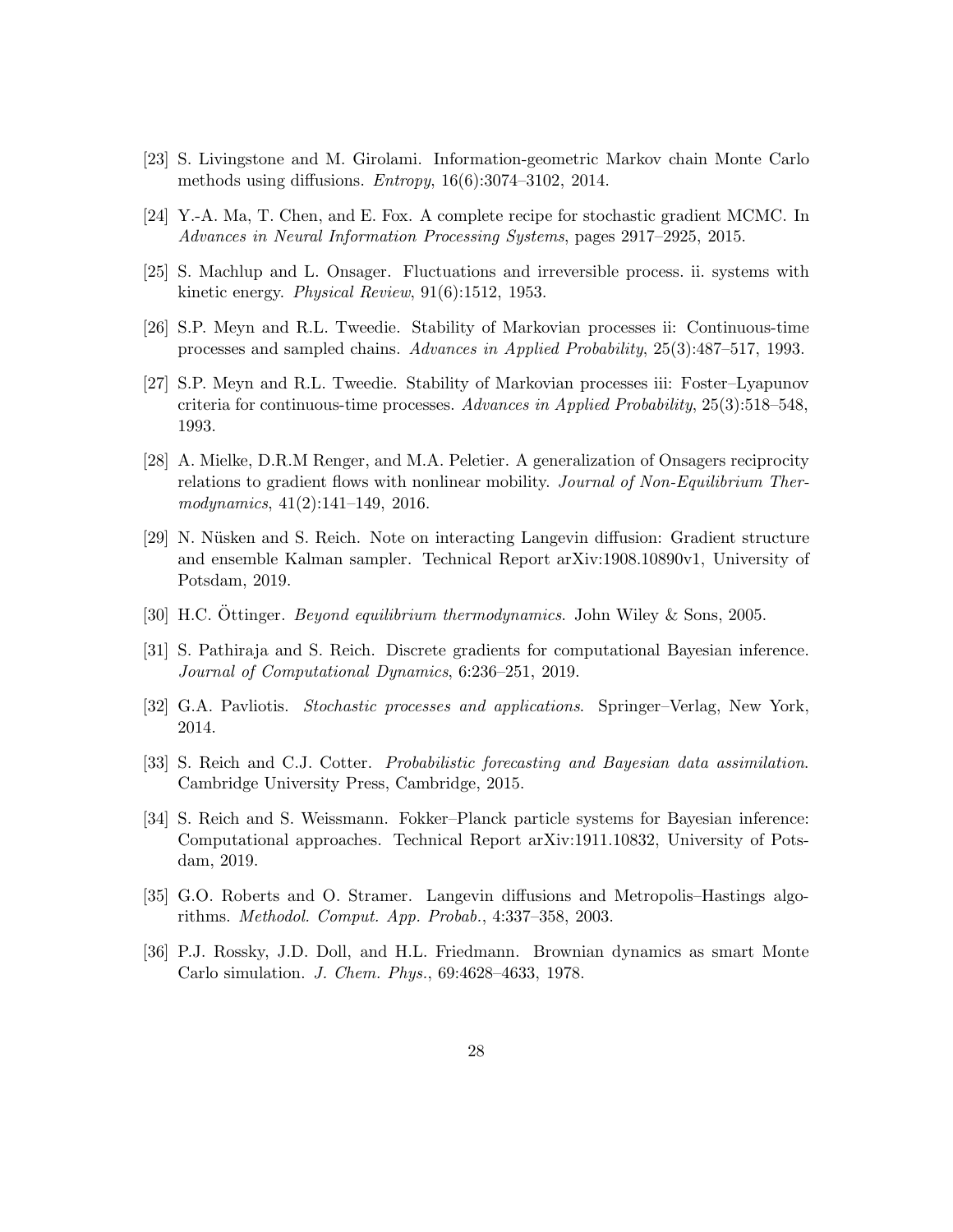[23] S. Livingstone and M. Girolami. Information-geometric Markov chain Monte Carlo methods using diffusions. *Entropy*, 16(6):3074–3102, 2014.

[24] Y.-A. Ma, T. Chen, and E. Fox. A complete recipe for stochastic gradient MCMC. In *Advances in Neural Information Processing Systems*, pages 2917–2925, 2015.

[25] S. Machlup and L. Onsager. Fluctuations and irreversible process. ii. systems with kinetic energy. *Physical Review*, 91(6):1512, 1953.

[26] S.P. Meyn and R.L. Tweedie. Stability of Markovian processes ii: Continuous-time processes and sampled chains. *Advances in Applied Probability*, 25(3):487–517, 1993.

[27] S.P. Meyn and R.L. Tweedie. Stability of Markovian processes iii: Foster–Lyapunov criteria for continuous-time processes. *Advances in Applied Probability*, 25(3):518–548, 1993.

[28] A. Mielke, D.R.M Renger, and M.A. Peletier. A generalization of Onsagers reciprocity relations to gradient flows with nonlinear mobility. *Journal of Non-Equilibrium Thermodynamics*, 41(2):141–149, 2016.

[29] N. Nüsken and S. Reich. Note on interacting Langevin diffusion: Gradient structure and ensemble Kalman sampler. Technical Report arXiv:1908.10890v1, University of Potsdam, 2019.

[30] H.C. Öttinger. *Beyond equilibrium thermodynamics*. John Wiley & Sons, 2005.

[31] S. Pathiraja and S. Reich. Discrete gradients for computational Bayesian inference. *Journal of Computational Dynamics*, 6:236–251, 2019.

[32] G.A. Pavliotis. *Stochastic processes and applications*. Springer–Verlag, New York, 2014.

[33] S. Reich and C.J. Cotter. *Probabilistic forecasting and Bayesian data assimilation*. Cambridge University Press, Cambridge, 2015.

[34] S. Reich and S. Weissmann. Fokker–Planck particle systems for Bayesian inference: Computational approaches. Technical Report arXiv:1911.10832, University of Potsdam, 2019.

[35] G.O. Roberts and O. Stramer. Langevin diffusions and Metropolis–Hastings algorithms. *Methodol. Comput. App. Probab.*, 4:337–358, 2003.

[36] P.J. Rossky, J.D. Doll, and H.L. Friedmann. Brownian dynamics as smart Monte Carlo simulation. *J. Chem. Phys.*, 69:4628–4633, 1978.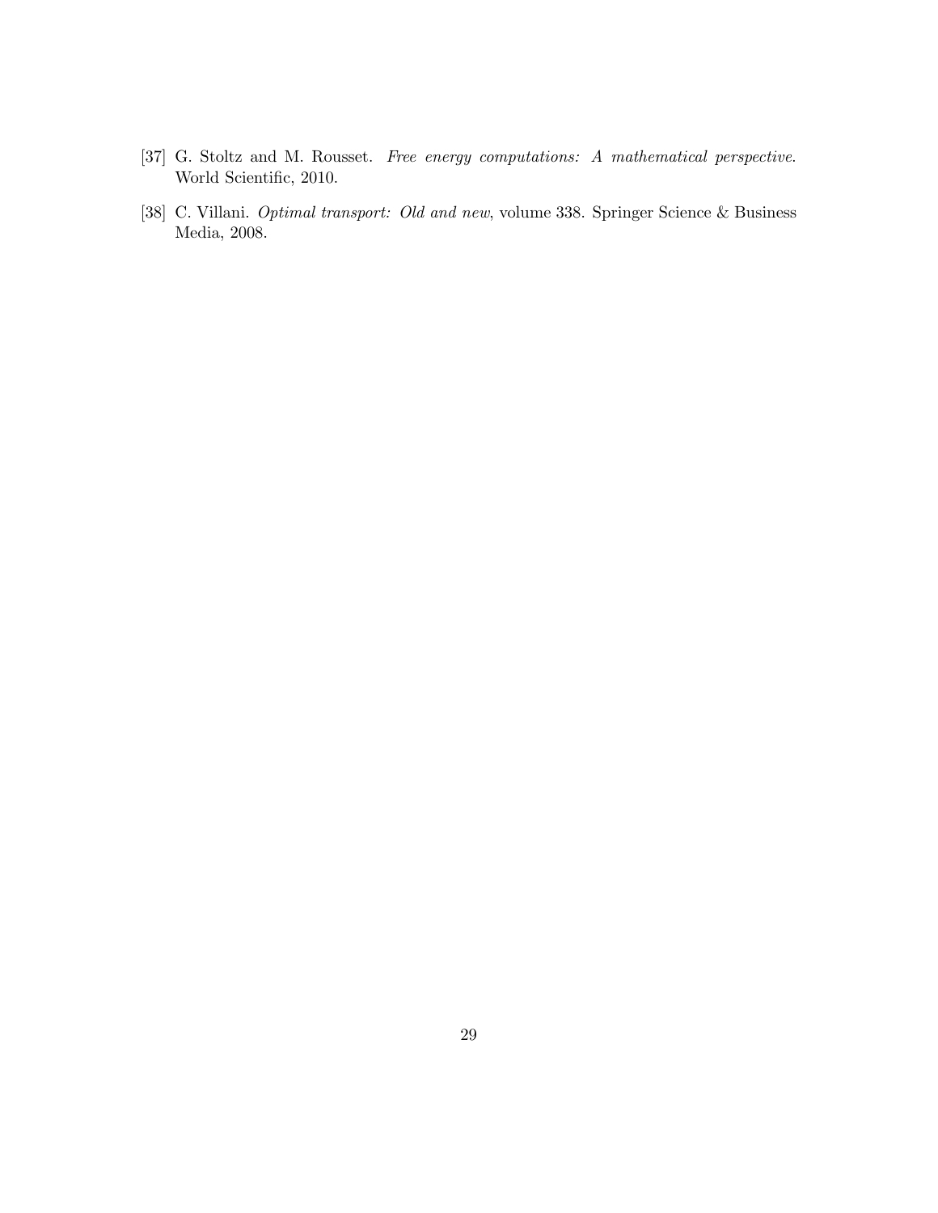[37] G. Stoltz and M. Rousset. *Free energy computations: A mathematical perspective*. World Scientific, 2010.

[38] C. Villani. *Optimal transport: Old and new*, volume 338. Springer Science & Business Media, 2008.